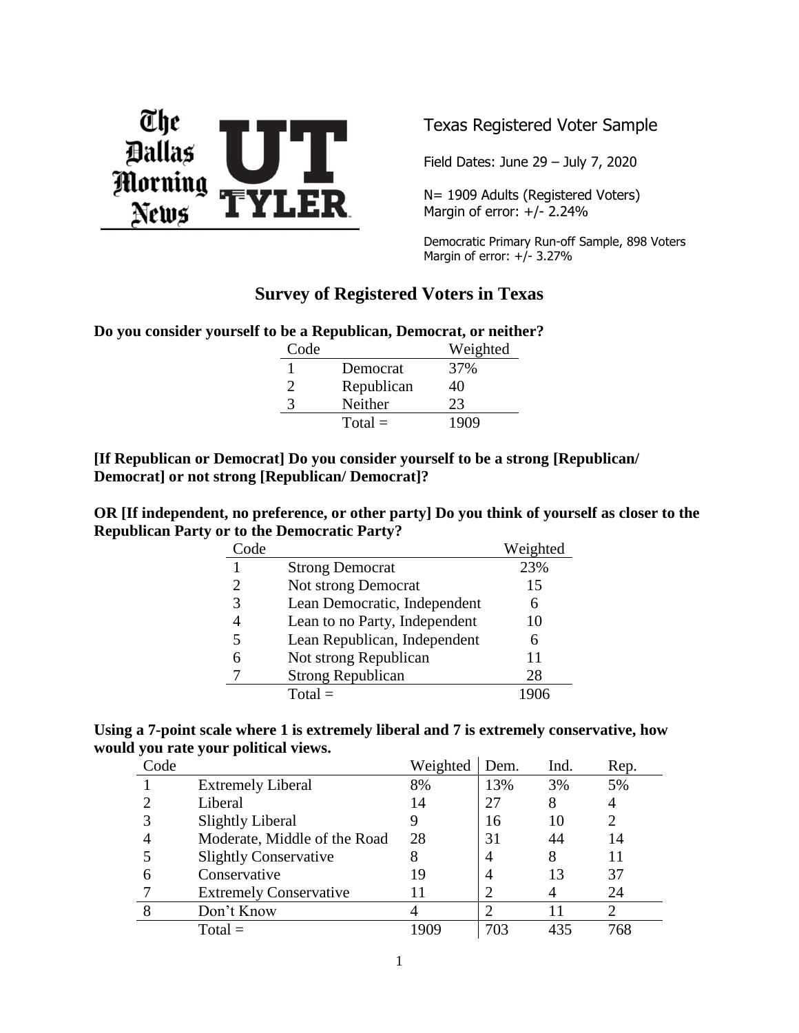The Dallas Morning News | UT TYLER

Texas Registered Voter Sample

Field Dates: June 29 – July 7, 2020

N= 1909 Adults (Registered Voters)
Margin of error: +/- 2.24%

Democratic Primary Run-off Sample, 898 Voters
Margin of error: +/- 3.27%

# Survey of Registered Voters in Texas

**Do you consider yourself to be a Republican, Democrat, or neither?**

| Code | | Weighted |
|---|---|---|
| 1 | Democrat | 37% |
| 2 | Republican | 40 |
| 3 | Neither | 23 |
| | Total = | 1909 |

**[If Republican or Democrat] Do you consider yourself to be a strong [Republican/ Democrat] or not strong [Republican/ Democrat]?**

**OR [If independent, no preference, or other party] Do you think of yourself as closer to the Republican Party or to the Democratic Party?**

| Code | | Weighted |
|---|---|---|
| 1 | Strong Democrat | 23% |
| 2 | Not strong Democrat | 15 |
| 3 | Lean Democratic, Independent | 6 |
| 4 | Lean to no Party, Independent | 10 |
| 5 | Lean Republican, Independent | 6 |
| 6 | Not strong Republican | 11 |
| 7 | Strong Republican | 28 |
| | Total = | 1906 |

**Using a 7-point scale where 1 is extremely liberal and 7 is extremely conservative, how would you rate your political views.**

| Code | | Weighted | Dem. | Ind. | Rep. |
|---|---|---|---|---|---|
| 1 | Extremely Liberal | 8% | 13% | 3% | 5% |
| 2 | Liberal | 14 | 27 | 8 | 4 |
| 3 | Slightly Liberal | 9 | 16 | 10 | 2 |
| 4 | Moderate, Middle of the Road | 28 | 31 | 44 | 14 |
| 5 | Slightly Conservative | 8 | 4 | 8 | 11 |
| 6 | Conservative | 19 | 4 | 13 | 37 |
| 7 | Extremely Conservative | 11 | 2 | 4 | 24 |
| 8 | Don't Know | 4 | 2 | 11 | 2 |
| | Total = | 1909 | 703 | 435 | 768 |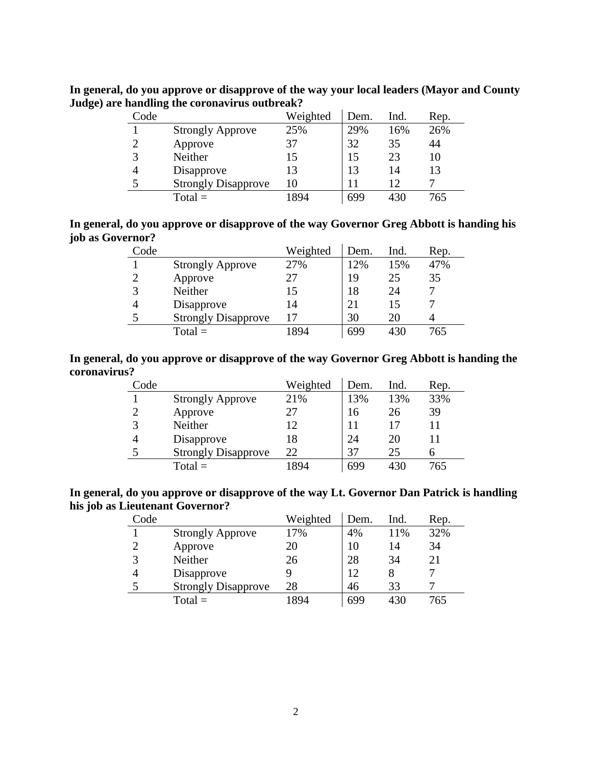**In general, do you approve or disapprove of the way your local leaders (Mayor and County Judge) are handling the coronavirus outbreak?**

| Code | | Weighted | Dem. | Ind. | Rep. |
|---|---|---|---|---|---|
| 1 | Strongly Approve | 25% | 29% | 16% | 26% |
| 2 | Approve | 37 | 32 | 35 | 44 |
| 3 | Neither | 15 | 15 | 23 | 10 |
| 4 | Disapprove | 13 | 13 | 14 | 13 |
| 5 | Strongly Disapprove | 10 | 11 | 12 | 7 |
| | Total = | 1894 | 699 | 430 | 765 |

**In general, do you approve or disapprove of the way Governor Greg Abbott is handing his job as Governor?**

| Code | | Weighted | Dem. | Ind. | Rep. |
|---|---|---|---|---|---|
| 1 | Strongly Approve | 27% | 12% | 15% | 47% |
| 2 | Approve | 27 | 19 | 25 | 35 |
| 3 | Neither | 15 | 18 | 24 | 7 |
| 4 | Disapprove | 14 | 21 | 15 | 7 |
| 5 | Strongly Disapprove | 17 | 30 | 20 | 4 |
| | Total = | 1894 | 699 | 430 | 765 |

**In general, do you approve or disapprove of the way Governor Greg Abbott is handing the coronavirus?**

| Code | | Weighted | Dem. | Ind. | Rep. |
|---|---|---|---|---|---|
| 1 | Strongly Approve | 21% | 13% | 13% | 33% |
| 2 | Approve | 27 | 16 | 26 | 39 |
| 3 | Neither | 12 | 11 | 17 | 11 |
| 4 | Disapprove | 18 | 24 | 20 | 11 |
| 5 | Strongly Disapprove | 22 | 37 | 25 | 6 |
| | Total = | 1894 | 699 | 430 | 765 |

**In general, do you approve or disapprove of the way Lt. Governor Dan Patrick is handling his job as Lieutenant Governor?**

| Code | | Weighted | Dem. | Ind. | Rep. |
|---|---|---|---|---|---|
| 1 | Strongly Approve | 17% | 4% | 11% | 32% |
| 2 | Approve | 20 | 10 | 14 | 34 |
| 3 | Neither | 26 | 28 | 34 | 21 |
| 4 | Disapprove | 9 | 12 | 8 | 7 |
| 5 | Strongly Disapprove | 28 | 46 | 33 | 7 |
| | Total = | 1894 | 699 | 430 | 765 |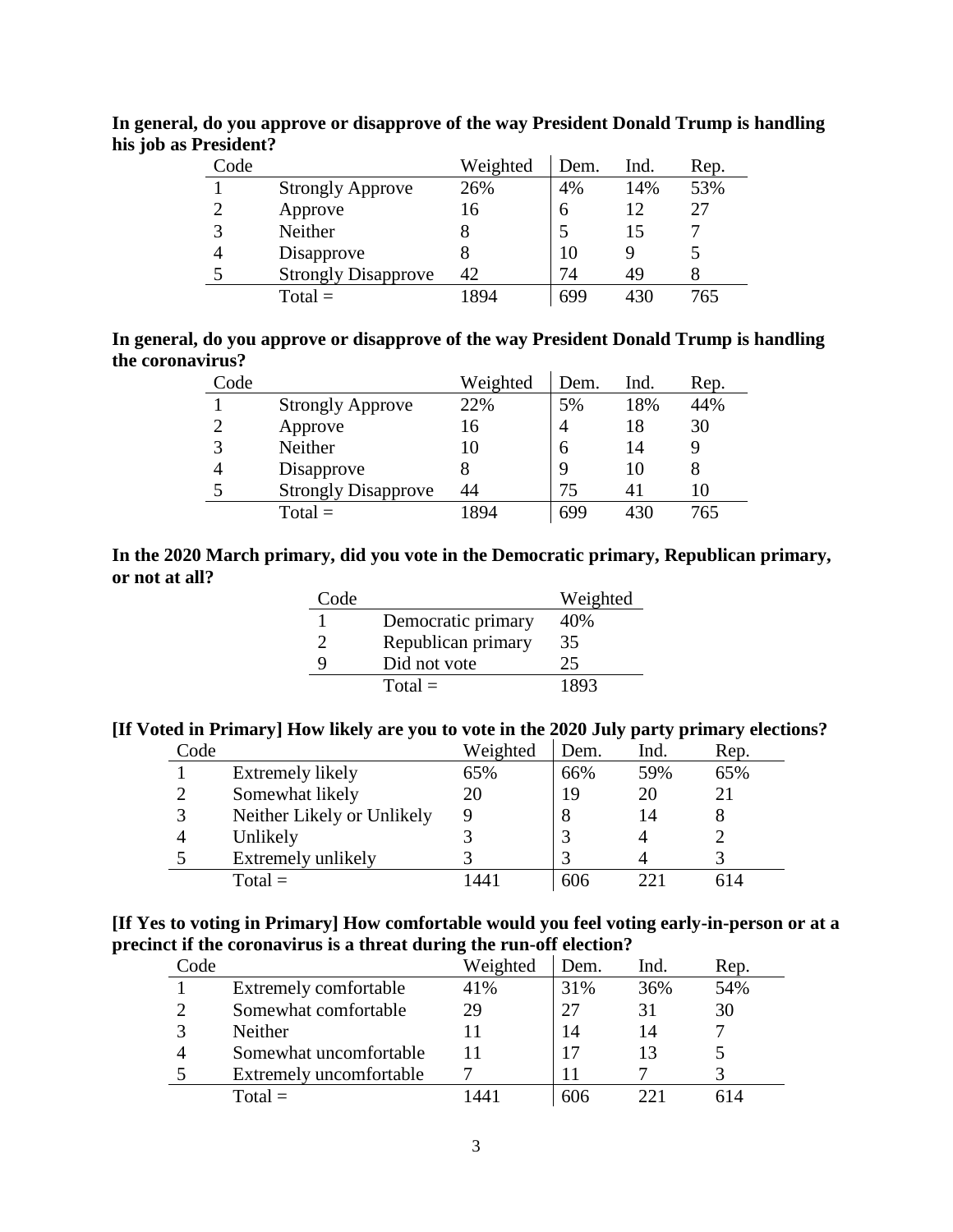**In general, do you approve or disapprove of the way President Donald Trump is handling his job as President?**

| Code | | Weighted | Dem. | Ind. | Rep. |
|---|---|---|---|---|---|
| 1 | Strongly Approve | 26% | 4% | 14% | 53% |
| 2 | Approve | 16 | 6 | 12 | 27 |
| 3 | Neither | 8 | 5 | 15 | 7 |
| 4 | Disapprove | 8 | 10 | 9 | 5 |
| 5 | Strongly Disapprove | 42 | 74 | 49 | 8 |
| | Total = | 1894 | 699 | 430 | 765 |

**In general, do you approve or disapprove of the way President Donald Trump is handling the coronavirus?**

| Code | | Weighted | Dem. | Ind. | Rep. |
|---|---|---|---|---|---|
| 1 | Strongly Approve | 22% | 5% | 18% | 44% |
| 2 | Approve | 16 | 4 | 18 | 30 |
| 3 | Neither | 10 | 6 | 14 | 9 |
| 4 | Disapprove | 8 | 9 | 10 | 8 |
| 5 | Strongly Disapprove | 44 | 75 | 41 | 10 |
| | Total = | 1894 | 699 | 430 | 765 |

**In the 2020 March primary, did you vote in the Democratic primary, Republican primary, or not at all?**

| Code | | Weighted |
|---|---|---|
| 1 | Democratic primary | 40% |
| 2 | Republican primary | 35 |
| 9 | Did not vote | 25 |
| | Total = | 1893 |

**[If Voted in Primary] How likely are you to vote in the 2020 July party primary elections?**

| Code | | Weighted | Dem. | Ind. | Rep. |
|---|---|---|---|---|---|
| 1 | Extremely likely | 65% | 66% | 59% | 65% |
| 2 | Somewhat likely | 20 | 19 | 20 | 21 |
| 3 | Neither Likely or Unlikely | 9 | 8 | 14 | 8 |
| 4 | Unlikely | 3 | 3 | 4 | 2 |
| 5 | Extremely unlikely | 3 | 3 | 4 | 3 |
| | Total = | 1441 | 606 | 221 | 614 |

**[If Yes to voting in Primary] How comfortable would you feel voting early-in-person or at a precinct if the coronavirus is a threat during the run-off election?**

| Code | | Weighted | Dem. | Ind. | Rep. |
|---|---|---|---|---|---|
| 1 | Extremely comfortable | 41% | 31% | 36% | 54% |
| 2 | Somewhat comfortable | 29 | 27 | 31 | 30 |
| 3 | Neither | 11 | 14 | 14 | 7 |
| 4 | Somewhat uncomfortable | 11 | 17 | 13 | 5 |
| 5 | Extremely uncomfortable | 7 | 11 | 7 | 3 |
| | Total = | 1441 | 606 | 221 | 614 |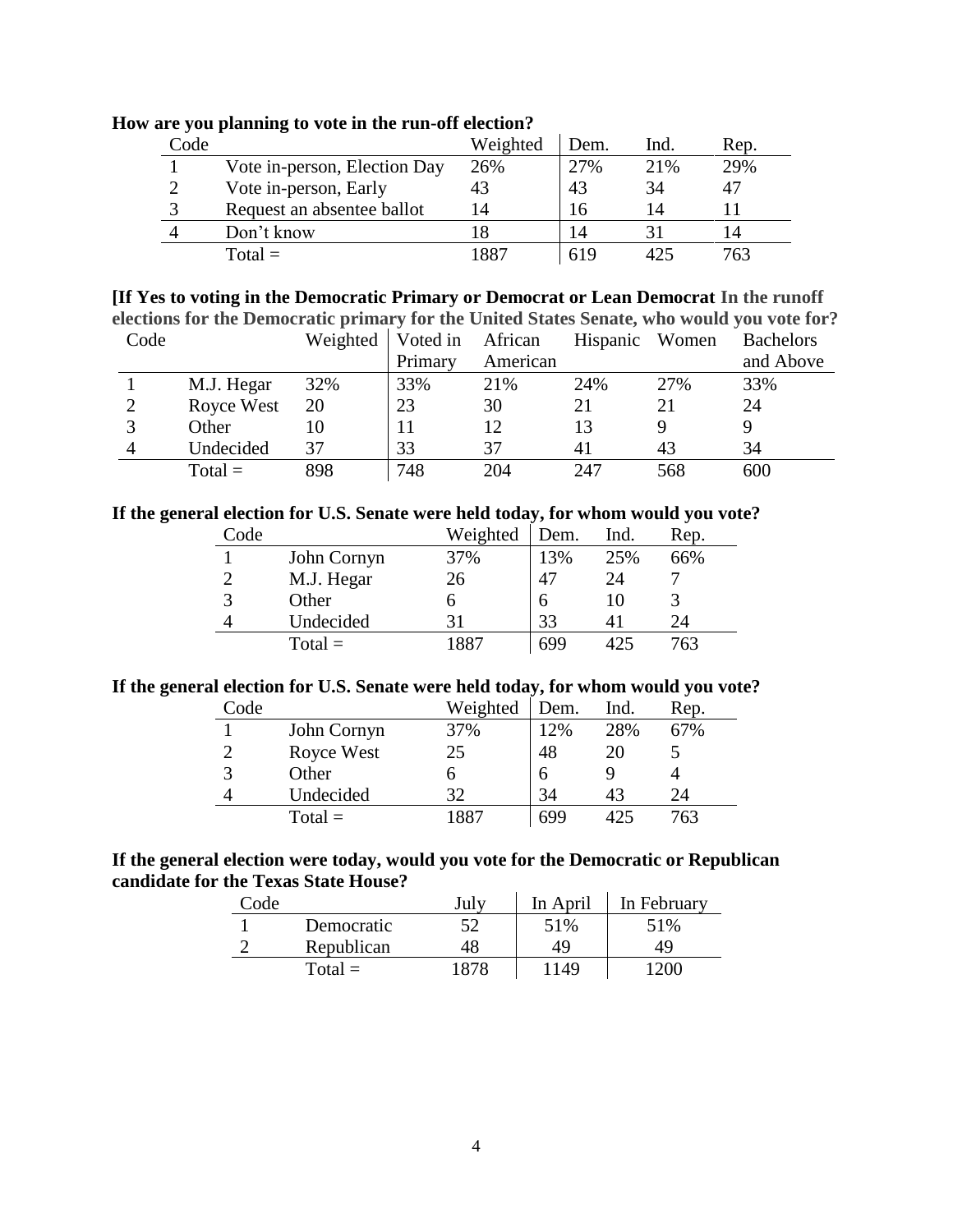**How are you planning to vote in the run-off election?**

| Code | | Weighted | Dem. | Ind. | Rep. |
|---|---|---|---|---|---|
| 1 | Vote in-person, Election Day | 26% | 27% | 21% | 29% |
| 2 | Vote in-person, Early | 43 | 43 | 34 | 47 |
| 3 | Request an absentee ballot | 14 | 16 | 14 | 11 |
| 4 | Don't know | 18 | 14 | 31 | 14 |
| | Total = | 1887 | 619 | 425 | 763 |

**[If Yes to voting in the Democratic Primary or Democrat or Lean Democrat In the runoff elections for the Democratic primary for the United States Senate, who would you vote for?**

| Code | | Weighted | Voted in Primary | African American | Hispanic | Women | Bachelors and Above |
|---|---|---|---|---|---|---|---|
| 1 | M.J. Hegar | 32% | 33% | 21% | 24% | 27% | 33% |
| 2 | Royce West | 20 | 23 | 30 | 21 | 21 | 24 |
| 3 | Other | 10 | 11 | 12 | 13 | 9 | 9 |
| 4 | Undecided | 37 | 33 | 37 | 41 | 43 | 34 |
| | Total = | 898 | 748 | 204 | 247 | 568 | 600 |

**If the general election for U.S. Senate were held today, for whom would you vote?**

| Code | | Weighted | Dem. | Ind. | Rep. |
|---|---|---|---|---|---|
| 1 | John Cornyn | 37% | 13% | 25% | 66% |
| 2 | M.J. Hegar | 26 | 47 | 24 | 7 |
| 3 | Other | 6 | 6 | 10 | 3 |
| 4 | Undecided | 31 | 33 | 41 | 24 |
| | Total = | 1887 | 699 | 425 | 763 |

**If the general election for U.S. Senate were held today, for whom would you vote?**

| Code | | Weighted | Dem. | Ind. | Rep. |
|---|---|---|---|---|---|
| 1 | John Cornyn | 37% | 12% | 28% | 67% |
| 2 | Royce West | 25 | 48 | 20 | 5 |
| 3 | Other | 6 | 6 | 9 | 4 |
| 4 | Undecided | 32 | 34 | 43 | 24 |
| | Total = | 1887 | 699 | 425 | 763 |

**If the general election were today, would you vote for the Democratic or Republican candidate for the Texas State House?**

| Code | | July | In April | In February |
|---|---|---|---|---|
| 1 | Democratic | 52 | 51% | 51% |
| 2 | Republican | 48 | 49 | 49 |
| | Total = | 1878 | 1149 | 1200 |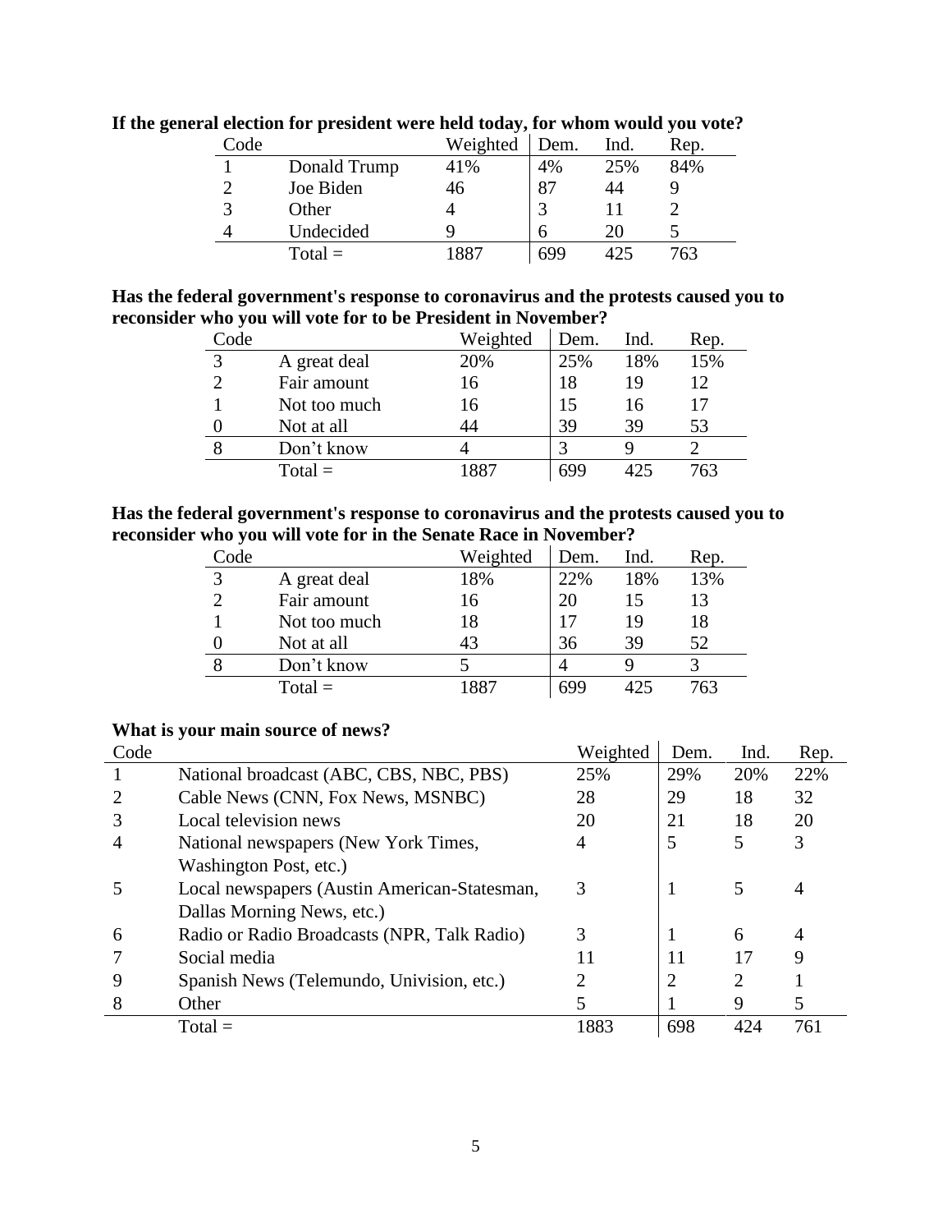**If the general election for president were held today, for whom would you vote?**

| Code | | Weighted | Dem. | Ind. | Rep. |
|---|---|---|---|---|---|
| 1 | Donald Trump | 41% | 4% | 25% | 84% |
| 2 | Joe Biden | 46 | 87 | 44 | 9 |
| 3 | Other | 4 | 3 | 11 | 2 |
| 4 | Undecided | 9 | 6 | 20 | 5 |
| | Total = | 1887 | 699 | 425 | 763 |

**Has the federal government's response to coronavirus and the protests caused you to reconsider who you will vote for to be President in November?**

| Code | | Weighted | Dem. | Ind. | Rep. |
|---|---|---|---|---|---|
| 3 | A great deal | 20% | 25% | 18% | 15% |
| 2 | Fair amount | 16 | 18 | 19 | 12 |
| 1 | Not too much | 16 | 15 | 16 | 17 |
| 0 | Not at all | 44 | 39 | 39 | 53 |
| 8 | Don't know | 4 | 3 | 9 | 2 |
| | Total = | 1887 | 699 | 425 | 763 |

**Has the federal government's response to coronavirus and the protests caused you to reconsider who you will vote for in the Senate Race in November?**

| Code | | Weighted | Dem. | Ind. | Rep. |
|---|---|---|---|---|---|
| 3 | A great deal | 18% | 22% | 18% | 13% |
| 2 | Fair amount | 16 | 20 | 15 | 13 |
| 1 | Not too much | 18 | 17 | 19 | 18 |
| 0 | Not at all | 43 | 36 | 39 | 52 |
| 8 | Don't know | 5 | 4 | 9 | 3 |
| | Total = | 1887 | 699 | 425 | 763 |

**What is your main source of news?**

| Code | | Weighted | Dem. | Ind. | Rep. |
|---|---|---|---|---|---|
| 1 | National broadcast (ABC, CBS, NBC, PBS) | 25% | 29% | 20% | 22% |
| 2 | Cable News (CNN, Fox News, MSNBC) | 28 | 29 | 18 | 32 |
| 3 | Local television news | 20 | 21 | 18 | 20 |
| 4 | National newspapers (New York Times, Washington Post, etc.) | 4 | 5 | 5 | 3 |
| 5 | Local newspapers (Austin American-Statesman, Dallas Morning News, etc.) | 3 | 1 | 5 | 4 |
| 6 | Radio or Radio Broadcasts (NPR, Talk Radio) | 3 | 1 | 6 | 4 |
| 7 | Social media | 11 | 11 | 17 | 9 |
| 9 | Spanish News (Telemundo, Univision, etc.) | 2 | 2 | 2 | 1 |
| 8 | Other | 5 | 1 | 9 | 5 |
| | Total = | 1883 | 698 | 424 | 761 |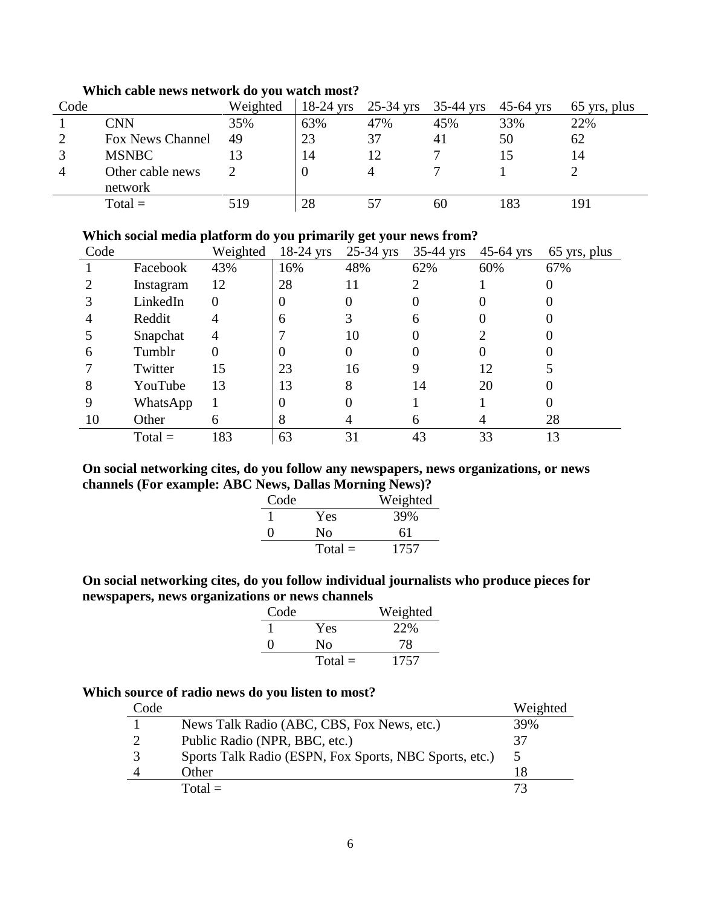**Which cable news network do you watch most?**

| Code | | Weighted | 18-24 yrs | 25-34 yrs | 35-44 yrs | 45-64 yrs | 65 yrs, plus |
|---|---|---|---|---|---|---|---|
| 1 | CNN | 35% | 63% | 47% | 45% | 33% | 22% |
| 2 | Fox News Channel | 49 | 23 | 37 | 41 | 50 | 62 |
| 3 | MSNBC | 13 | 14 | 12 | 7 | 15 | 14 |
| 4 | Other cable news network | 2 | 0 | 4 | 7 | 1 | 2 |
| | Total = | 519 | 28 | 57 | 60 | 183 | 191 |

**Which social media platform do you primarily get your news from?**

| Code | | Weighted | 18-24 yrs | 25-34 yrs | 35-44 yrs | 45-64 yrs | 65 yrs, plus |
|---|---|---|---|---|---|---|---|
| 1 | Facebook | 43% | 16% | 48% | 62% | 60% | 67% |
| 2 | Instagram | 12 | 28 | 11 | 2 | 1 | 0 |
| 3 | LinkedIn | 0 | 0 | 0 | 0 | 0 | 0 |
| 4 | Reddit | 4 | 6 | 3 | 6 | 0 | 0 |
| 5 | Snapchat | 4 | 7 | 10 | 0 | 2 | 0 |
| 6 | Tumblr | 0 | 0 | 0 | 0 | 0 | 0 |
| 7 | Twitter | 15 | 23 | 16 | 9 | 12 | 5 |
| 8 | YouTube | 13 | 13 | 8 | 14 | 20 | 0 |
| 9 | WhatsApp | 1 | 0 | 0 | 1 | 1 | 0 |
| 10 | Other | 6 | 8 | 4 | 6 | 4 | 28 |
| | Total = | 183 | 63 | 31 | 43 | 33 | 13 |

**On social networking cites, do you follow any newspapers, news organizations, or news channels (For example: ABC News, Dallas Morning News)?**

| Code | | Weighted |
|---|---|---|
| 1 | Yes | 39% |
| 0 | No | 61 |
| | Total = | 1757 |

**On social networking cites, do you follow individual journalists who produce pieces for newspapers, news organizations or news channels**

| Code | | Weighted |
|---|---|---|
| 1 | Yes | 22% |
| 0 | No | 78 |
| | Total = | 1757 |

**Which source of radio news do you listen to most?**

| Code | | Weighted |
|---|---|---|
| 1 | News Talk Radio (ABC, CBS, Fox News, etc.) | 39% |
| 2 | Public Radio (NPR, BBC, etc.) | 37 |
| 3 | Sports Talk Radio (ESPN, Fox Sports, NBC Sports, etc.) | 5 |
| 4 | Other | 18 |
| | Total = | 73 |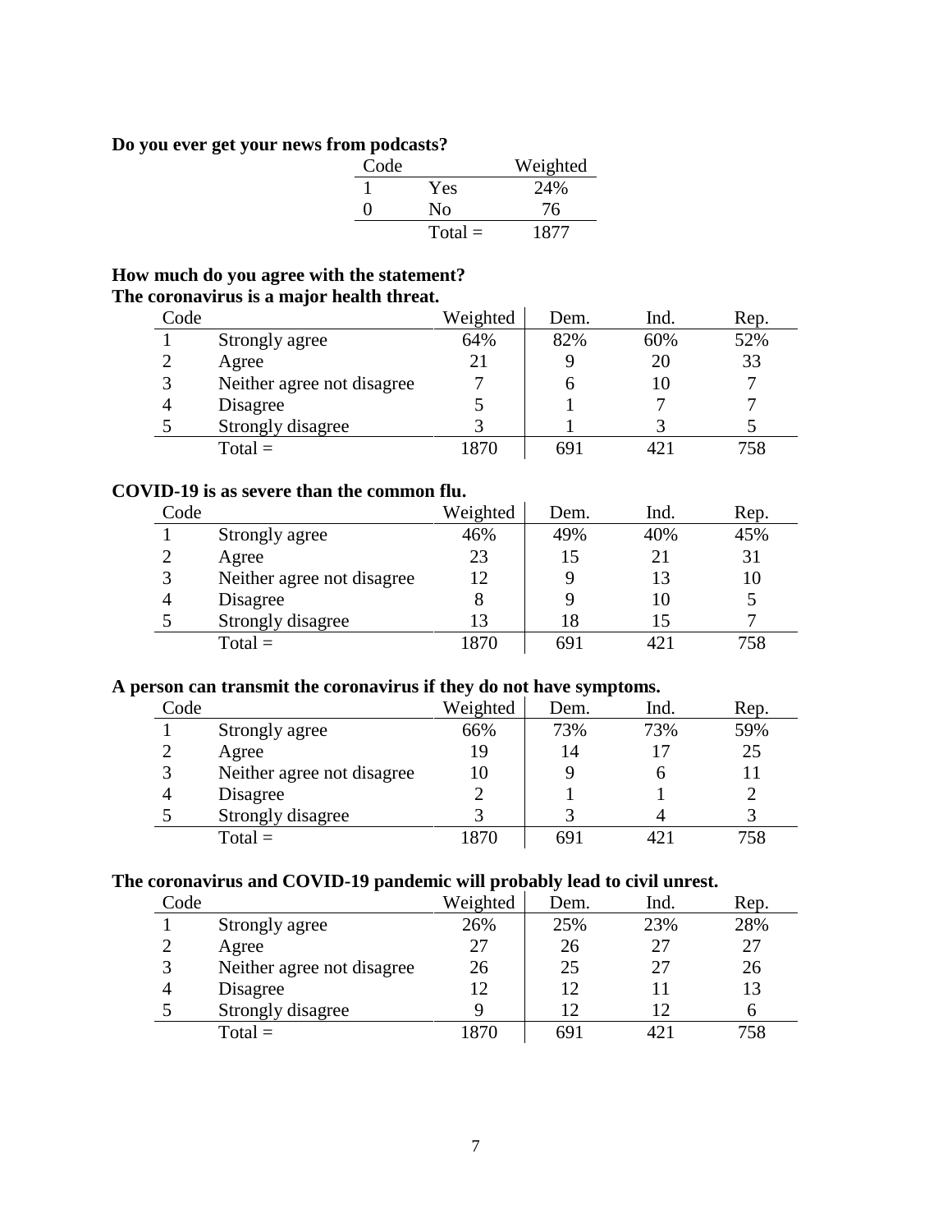**Do you ever get your news from podcasts?**

| Code | | Weighted |
|---|---|---|
| 1 | Yes | 24% |
| 0 | No | 76 |
| | Total = | 1877 |

**How much do you agree with the statement?**
**The coronavirus is a major health threat.**

| Code | | Weighted | Dem. | Ind. | Rep. |
|---|---|---|---|---|---|
| 1 | Strongly agree | 64% | 82% | 60% | 52% |
| 2 | Agree | 21 | 9 | 20 | 33 |
| 3 | Neither agree not disagree | 7 | 6 | 10 | 7 |
| 4 | Disagree | 5 | 1 | 7 | 7 |
| 5 | Strongly disagree | 3 | 1 | 3 | 5 |
| | Total = | 1870 | 691 | 421 | 758 |

**COVID-19 is as severe than the common flu.**

| Code | | Weighted | Dem. | Ind. | Rep. |
|---|---|---|---|---|---|
| 1 | Strongly agree | 46% | 49% | 40% | 45% |
| 2 | Agree | 23 | 15 | 21 | 31 |
| 3 | Neither agree not disagree | 12 | 9 | 13 | 10 |
| 4 | Disagree | 8 | 9 | 10 | 5 |
| 5 | Strongly disagree | 13 | 18 | 15 | 7 |
| | Total = | 1870 | 691 | 421 | 758 |

**A person can transmit the coronavirus if they do not have symptoms.**

| Code | | Weighted | Dem. | Ind. | Rep. |
|---|---|---|---|---|---|
| 1 | Strongly agree | 66% | 73% | 73% | 59% |
| 2 | Agree | 19 | 14 | 17 | 25 |
| 3 | Neither agree not disagree | 10 | 9 | 6 | 11 |
| 4 | Disagree | 2 | 1 | 1 | 2 |
| 5 | Strongly disagree | 3 | 3 | 4 | 3 |
| | Total = | 1870 | 691 | 421 | 758 |

**The coronavirus and COVID-19 pandemic will probably lead to civil unrest.**

| Code | | Weighted | Dem. | Ind. | Rep. |
|---|---|---|---|---|---|
| 1 | Strongly agree | 26% | 25% | 23% | 28% |
| 2 | Agree | 27 | 26 | 27 | 27 |
| 3 | Neither agree not disagree | 26 | 25 | 27 | 26 |
| 4 | Disagree | 12 | 12 | 11 | 13 |
| 5 | Strongly disagree | 9 | 12 | 12 | 6 |
| | Total = | 1870 | 691 | 421 | 758 |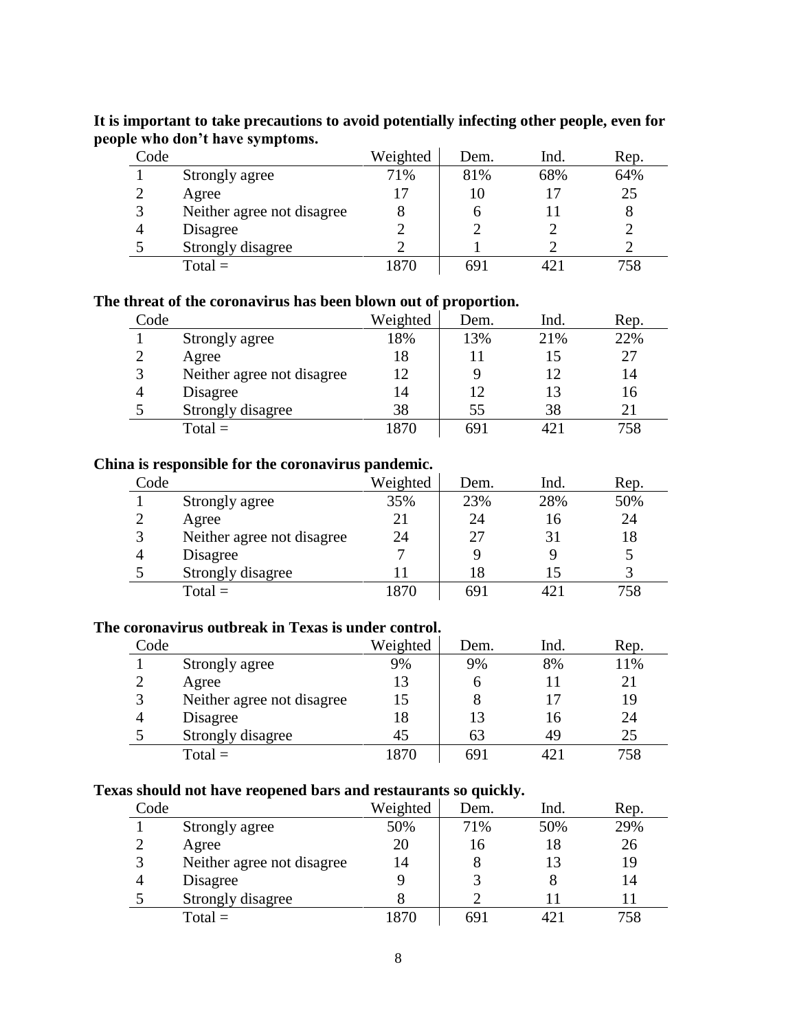**It is important to take precautions to avoid potentially infecting other people, even for people who don't have symptoms.**

| Code | | Weighted | Dem. | Ind. | Rep. |
|---|---|---|---|---|---|
| 1 | Strongly agree | 71% | 81% | 68% | 64% |
| 2 | Agree | 17 | 10 | 17 | 25 |
| 3 | Neither agree not disagree | 8 | 6 | 11 | 8 |
| 4 | Disagree | 2 | 2 | 2 | 2 |
| 5 | Strongly disagree | 2 | 1 | 2 | 2 |
| | Total = | 1870 | 691 | 421 | 758 |

**The threat of the coronavirus has been blown out of proportion.**

| Code | | Weighted | Dem. | Ind. | Rep. |
|---|---|---|---|---|---|
| 1 | Strongly agree | 18% | 13% | 21% | 22% |
| 2 | Agree | 18 | 11 | 15 | 27 |
| 3 | Neither agree not disagree | 12 | 9 | 12 | 14 |
| 4 | Disagree | 14 | 12 | 13 | 16 |
| 5 | Strongly disagree | 38 | 55 | 38 | 21 |
| | Total = | 1870 | 691 | 421 | 758 |

**China is responsible for the coronavirus pandemic.**

| Code | | Weighted | Dem. | Ind. | Rep. |
|---|---|---|---|---|---|
| 1 | Strongly agree | 35% | 23% | 28% | 50% |
| 2 | Agree | 21 | 24 | 16 | 24 |
| 3 | Neither agree not disagree | 24 | 27 | 31 | 18 |
| 4 | Disagree | 7 | 9 | 9 | 5 |
| 5 | Strongly disagree | 11 | 18 | 15 | 3 |
| | Total = | 1870 | 691 | 421 | 758 |

**The coronavirus outbreak in Texas is under control.**

| Code | | Weighted | Dem. | Ind. | Rep. |
|---|---|---|---|---|---|
| 1 | Strongly agree | 9% | 9% | 8% | 11% |
| 2 | Agree | 13 | 6 | 11 | 21 |
| 3 | Neither agree not disagree | 15 | 8 | 17 | 19 |
| 4 | Disagree | 18 | 13 | 16 | 24 |
| 5 | Strongly disagree | 45 | 63 | 49 | 25 |
| | Total = | 1870 | 691 | 421 | 758 |

**Texas should not have reopened bars and restaurants so quickly.**

| Code | | Weighted | Dem. | Ind. | Rep. |
|---|---|---|---|---|---|
| 1 | Strongly agree | 50% | 71% | 50% | 29% |
| 2 | Agree | 20 | 16 | 18 | 26 |
| 3 | Neither agree not disagree | 14 | 8 | 13 | 19 |
| 4 | Disagree | 9 | 3 | 8 | 14 |
| 5 | Strongly disagree | 8 | 2 | 11 | 11 |
| | Total = | 1870 | 691 | 421 | 758 |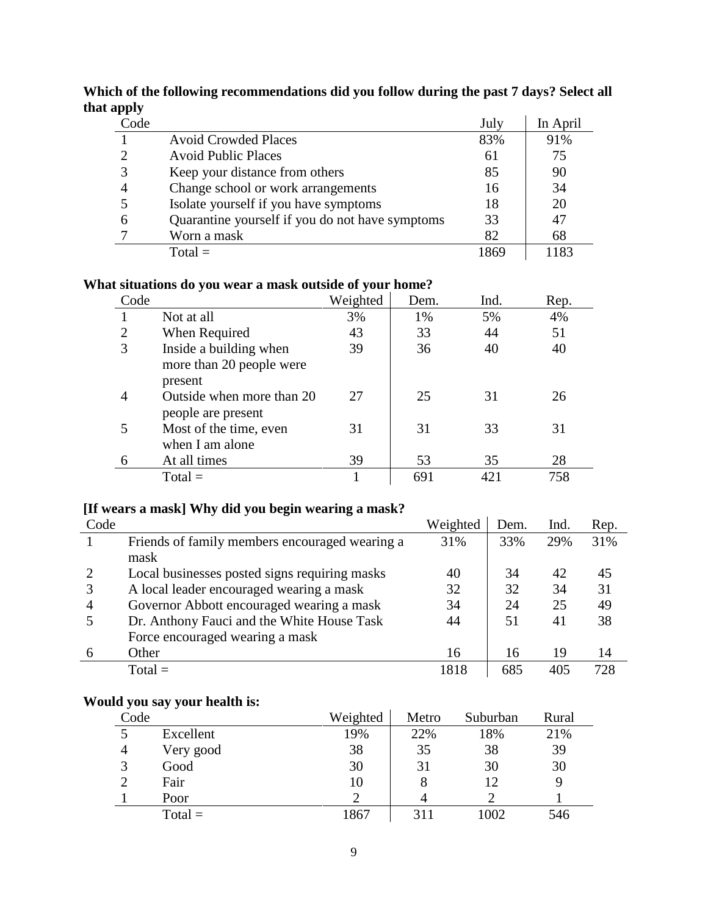**Which of the following recommendations did you follow during the past 7 days? Select all that apply**

| Code | | July | In April |
|---|---|---|---|
| 1 | Avoid Crowded Places | 83% | 91% |
| 2 | Avoid Public Places | 61 | 75 |
| 3 | Keep your distance from others | 85 | 90 |
| 4 | Change school or work arrangements | 16 | 34 |
| 5 | Isolate yourself if you have symptoms | 18 | 20 |
| 6 | Quarantine yourself if you do not have symptoms | 33 | 47 |
| 7 | Worn a mask | 82 | 68 |
| | Total = | 1869 | 1183 |

**What situations do you wear a mask outside of your home?**

| Code | | Weighted | Dem. | Ind. | Rep. |
|---|---|---|---|---|---|
| 1 | Not at all | 3% | 1% | 5% | 4% |
| 2 | When Required | 43 | 33 | 44 | 51 |
| 3 | Inside a building when more than 20 people were present | 39 | 36 | 40 | 40 |
| 4 | Outside when more than 20 people are present | 27 | 25 | 31 | 26 |
| 5 | Most of the time, even when I am alone | 31 | 31 | 33 | 31 |
| 6 | At all times | 39 | 53 | 35 | 28 |
| | Total = | 1 | 691 | 421 | 758 |

**[If wears a mask] Why did you begin wearing a mask?**

| Code | | Weighted | Dem. | Ind. | Rep. |
|---|---|---|---|---|---|
| 1 | Friends of family members encouraged wearing a mask | 31% | 33% | 29% | 31% |
| 2 | Local businesses posted signs requiring masks | 40 | 34 | 42 | 45 |
| 3 | A local leader encouraged wearing a mask | 32 | 32 | 34 | 31 |
| 4 | Governor Abbott encouraged wearing a mask | 34 | 24 | 25 | 49 |
| 5 | Dr. Anthony Fauci and the White House Task Force encouraged wearing a mask | 44 | 51 | 41 | 38 |
| 6 | Other | 16 | 16 | 19 | 14 |
| | Total = | 1818 | 685 | 405 | 728 |

**Would you say your health is:**

| Code | | Weighted | Metro | Suburban | Rural |
|---|---|---|---|---|---|
| 5 | Excellent | 19% | 22% | 18% | 21% |
| 4 | Very good | 38 | 35 | 38 | 39 |
| 3 | Good | 30 | 31 | 30 | 30 |
| 2 | Fair | 10 | 8 | 12 | 9 |
| 1 | Poor | 2 | 4 | 2 | 1 |
| | Total = | 1867 | 311 | 1002 | 546 |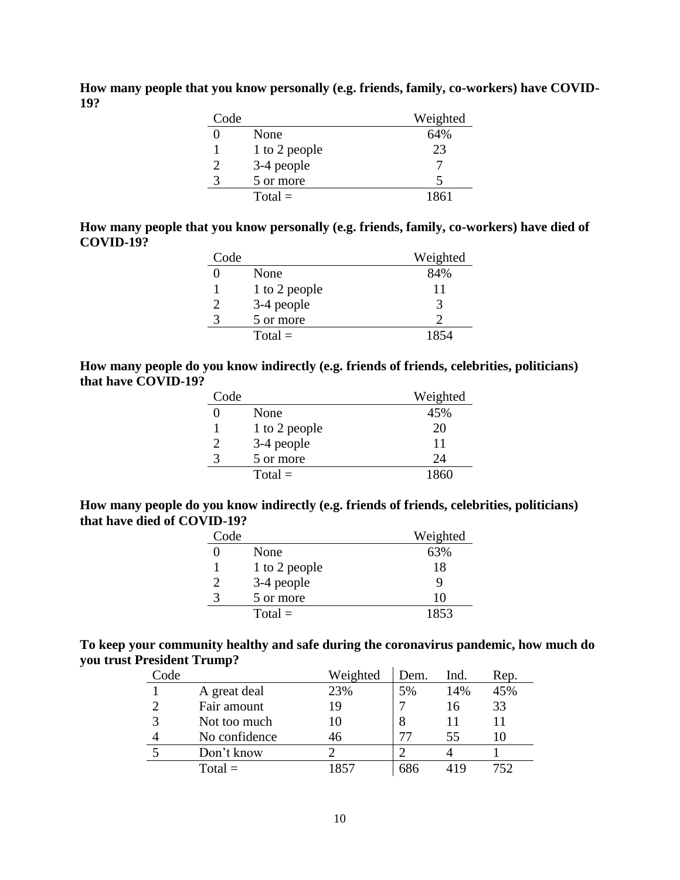**How many people that you know personally (e.g. friends, family, co-workers) have COVID-19?**

| Code | | Weighted |
|---|---|---|
| 0 | None | 64% |
| 1 | 1 to 2 people | 23 |
| 2 | 3-4 people | 7 |
| 3 | 5 or more | 5 |
| | Total = | 1861 |

**How many people that you know personally (e.g. friends, family, co-workers) have died of COVID-19?**

| Code | | Weighted |
|---|---|---|
| 0 | None | 84% |
| 1 | 1 to 2 people | 11 |
| 2 | 3-4 people | 3 |
| 3 | 5 or more | 2 |
| | Total = | 1854 |

**How many people do you know indirectly (e.g. friends of friends, celebrities, politicians) that have COVID-19?**

| Code | | Weighted |
|---|---|---|
| 0 | None | 45% |
| 1 | 1 to 2 people | 20 |
| 2 | 3-4 people | 11 |
| 3 | 5 or more | 24 |
| | Total = | 1860 |

**How many people do you know indirectly (e.g. friends of friends, celebrities, politicians) that have died of COVID-19?**

| Code | | Weighted |
|---|---|---|
| 0 | None | 63% |
| 1 | 1 to 2 people | 18 |
| 2 | 3-4 people | 9 |
| 3 | 5 or more | 10 |
| | Total = | 1853 |

**To keep your community healthy and safe during the coronavirus pandemic, how much do you trust President Trump?**

| Code | | Weighted | Dem. | Ind. | Rep. |
|---|---|---|---|---|---|
| 1 | A great deal | 23% | 5% | 14% | 45% |
| 2 | Fair amount | 19 | 7 | 16 | 33 |
| 3 | Not too much | 10 | 8 | 11 | 11 |
| 4 | No confidence | 46 | 77 | 55 | 10 |
| 5 | Don't know | 2 | 2 | 4 | 1 |
| | Total = | 1857 | 686 | 419 | 752 |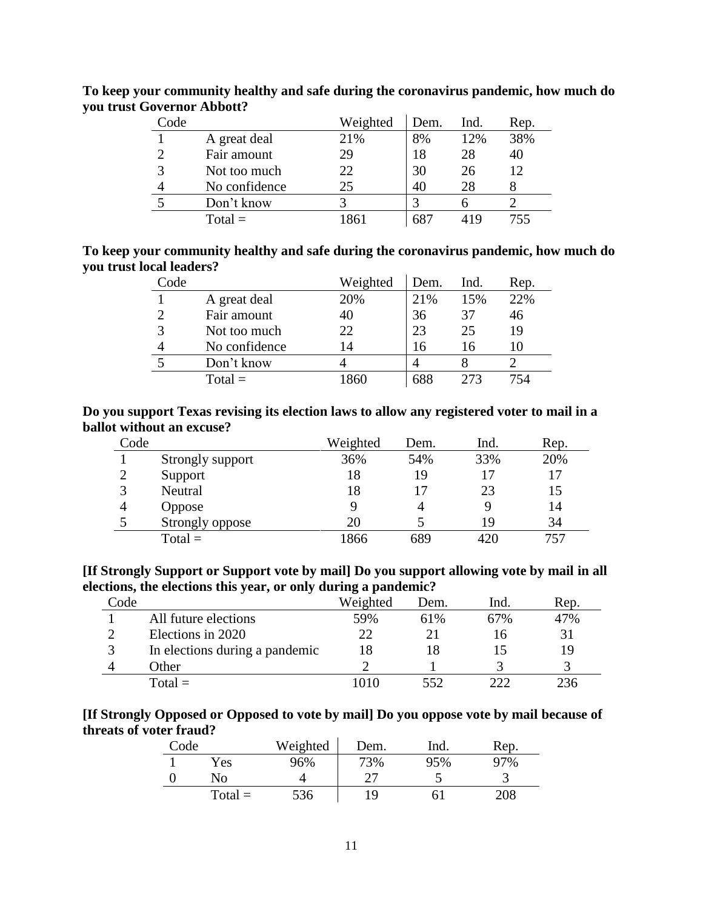**To keep your community healthy and safe during the coronavirus pandemic, how much do you trust Governor Abbott?**

| Code | | Weighted | Dem. | Ind. | Rep. |
|---|---|---|---|---|---|
| 1 | A great deal | 21% | 8% | 12% | 38% |
| 2 | Fair amount | 29 | 18 | 28 | 40 |
| 3 | Not too much | 22 | 30 | 26 | 12 |
| 4 | No confidence | 25 | 40 | 28 | 8 |
| 5 | Don't know | 3 | 3 | 6 | 2 |
| | Total = | 1861 | 687 | 419 | 755 |

**To keep your community healthy and safe during the coronavirus pandemic, how much do you trust local leaders?**

| Code | | Weighted | Dem. | Ind. | Rep. |
|---|---|---|---|---|---|
| 1 | A great deal | 20% | 21% | 15% | 22% |
| 2 | Fair amount | 40 | 36 | 37 | 46 |
| 3 | Not too much | 22 | 23 | 25 | 19 |
| 4 | No confidence | 14 | 16 | 16 | 10 |
| 5 | Don't know | 4 | 4 | 8 | 2 |
| | Total = | 1860 | 688 | 273 | 754 |

**Do you support Texas revising its election laws to allow any registered voter to mail in a ballot without an excuse?**

| Code | | Weighted | Dem. | Ind. | Rep. |
|---|---|---|---|---|---|
| 1 | Strongly support | 36% | 54% | 33% | 20% |
| 2 | Support | 18 | 19 | 17 | 17 |
| 3 | Neutral | 18 | 17 | 23 | 15 |
| 4 | Oppose | 9 | 4 | 9 | 14 |
| 5 | Strongly oppose | 20 | 5 | 19 | 34 |
| | Total = | 1866 | 689 | 420 | 757 |

**[If Strongly Support or Support vote by mail] Do you support allowing vote by mail in all elections, the elections this year, or only during a pandemic?**

| Code | | Weighted | Dem. | Ind. | Rep. |
|---|---|---|---|---|---|
| 1 | All future elections | 59% | 61% | 67% | 47% |
| 2 | Elections in 2020 | 22 | 21 | 16 | 31 |
| 3 | In elections during a pandemic | 18 | 18 | 15 | 19 |
| 4 | Other | 2 | 1 | 3 | 3 |
| | Total = | 1010 | 552 | 222 | 236 |

**[If Strongly Opposed or Opposed to vote by mail] Do you oppose vote by mail because of threats of voter fraud?**

| Code | | Weighted | Dem. | Ind. | Rep. |
|---|---|---|---|---|---|
| 1 | Yes | 96% | 73% | 95% | 97% |
| 0 | No | 4 | 27 | 5 | 3 |
| | Total = | 536 | 19 | 61 | 208 |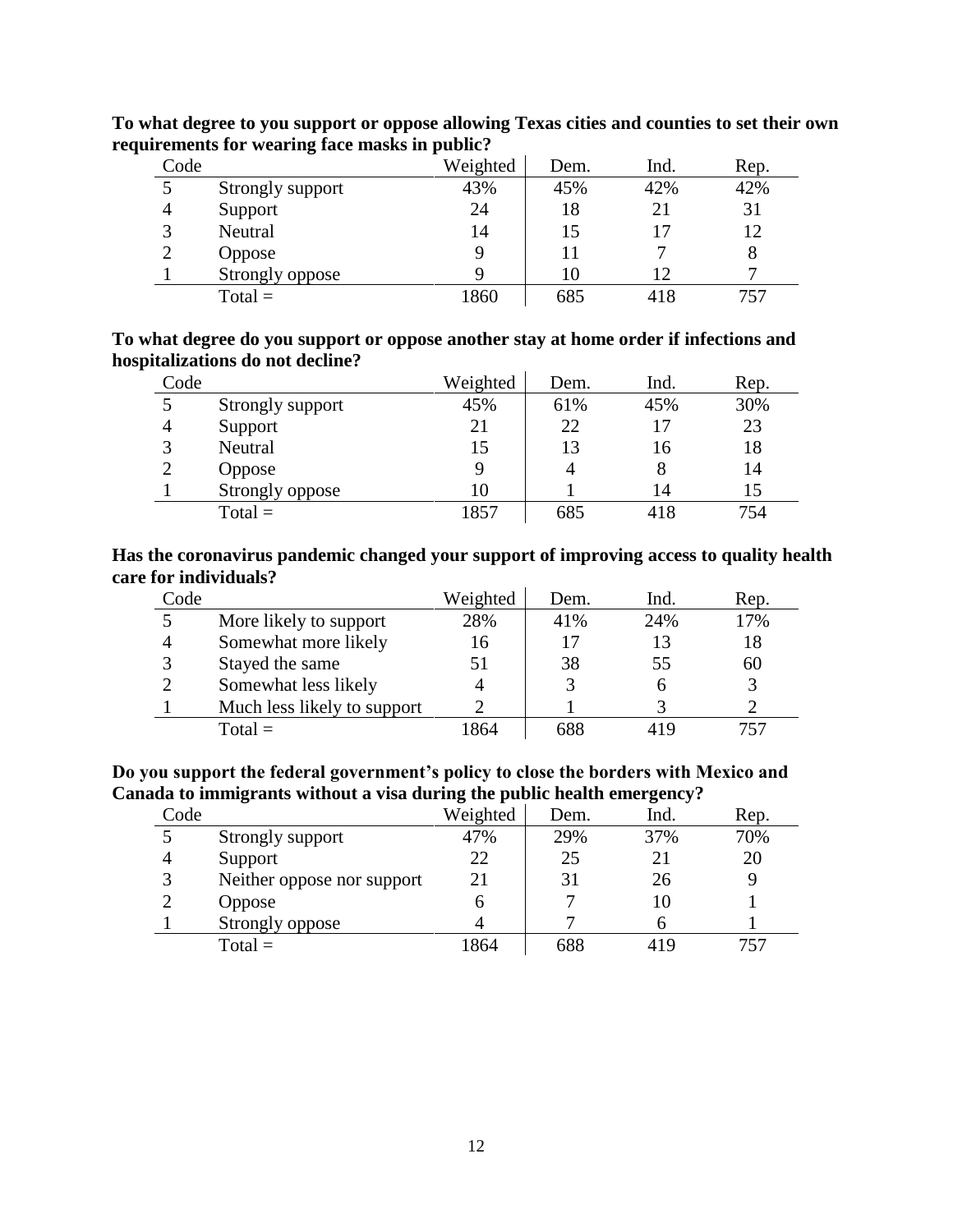**To what degree to you support or oppose allowing Texas cities and counties to set their own requirements for wearing face masks in public?**

| Code | | Weighted | Dem. | Ind. | Rep. |
|---|---|---|---|---|---|
| 5 | Strongly support | 43% | 45% | 42% | 42% |
| 4 | Support | 24 | 18 | 21 | 31 |
| 3 | Neutral | 14 | 15 | 17 | 12 |
| 2 | Oppose | 9 | 11 | 7 | 8 |
| 1 | Strongly oppose | 9 | 10 | 12 | 7 |
| | Total = | 1860 | 685 | 418 | 757 |

**To what degree do you support or oppose another stay at home order if infections and hospitalizations do not decline?**

| Code | | Weighted | Dem. | Ind. | Rep. |
|---|---|---|---|---|---|
| 5 | Strongly support | 45% | 61% | 45% | 30% |
| 4 | Support | 21 | 22 | 17 | 23 |
| 3 | Neutral | 15 | 13 | 16 | 18 |
| 2 | Oppose | 9 | 4 | 8 | 14 |
| 1 | Strongly oppose | 10 | 1 | 14 | 15 |
| | Total = | 1857 | 685 | 418 | 754 |

**Has the coronavirus pandemic changed your support of improving access to quality health care for individuals?**

| Code | | Weighted | Dem. | Ind. | Rep. |
|---|---|---|---|---|---|
| 5 | More likely to support | 28% | 41% | 24% | 17% |
| 4 | Somewhat more likely | 16 | 17 | 13 | 18 |
| 3 | Stayed the same | 51 | 38 | 55 | 60 |
| 2 | Somewhat less likely | 4 | 3 | 6 | 3 |
| 1 | Much less likely to support | 2 | 1 | 3 | 2 |
| | Total = | 1864 | 688 | 419 | 757 |

**Do you support the federal government's policy to close the borders with Mexico and Canada to immigrants without a visa during the public health emergency?**

| Code | | Weighted | Dem. | Ind. | Rep. |
|---|---|---|---|---|---|
| 5 | Strongly support | 47% | 29% | 37% | 70% |
| 4 | Support | 22 | 25 | 21 | 20 |
| 3 | Neither oppose nor support | 21 | 31 | 26 | 9 |
| 2 | Oppose | 6 | 7 | 10 | 1 |
| 1 | Strongly oppose | 4 | 7 | 6 | 1 |
| | Total = | 1864 | 688 | 419 | 757 |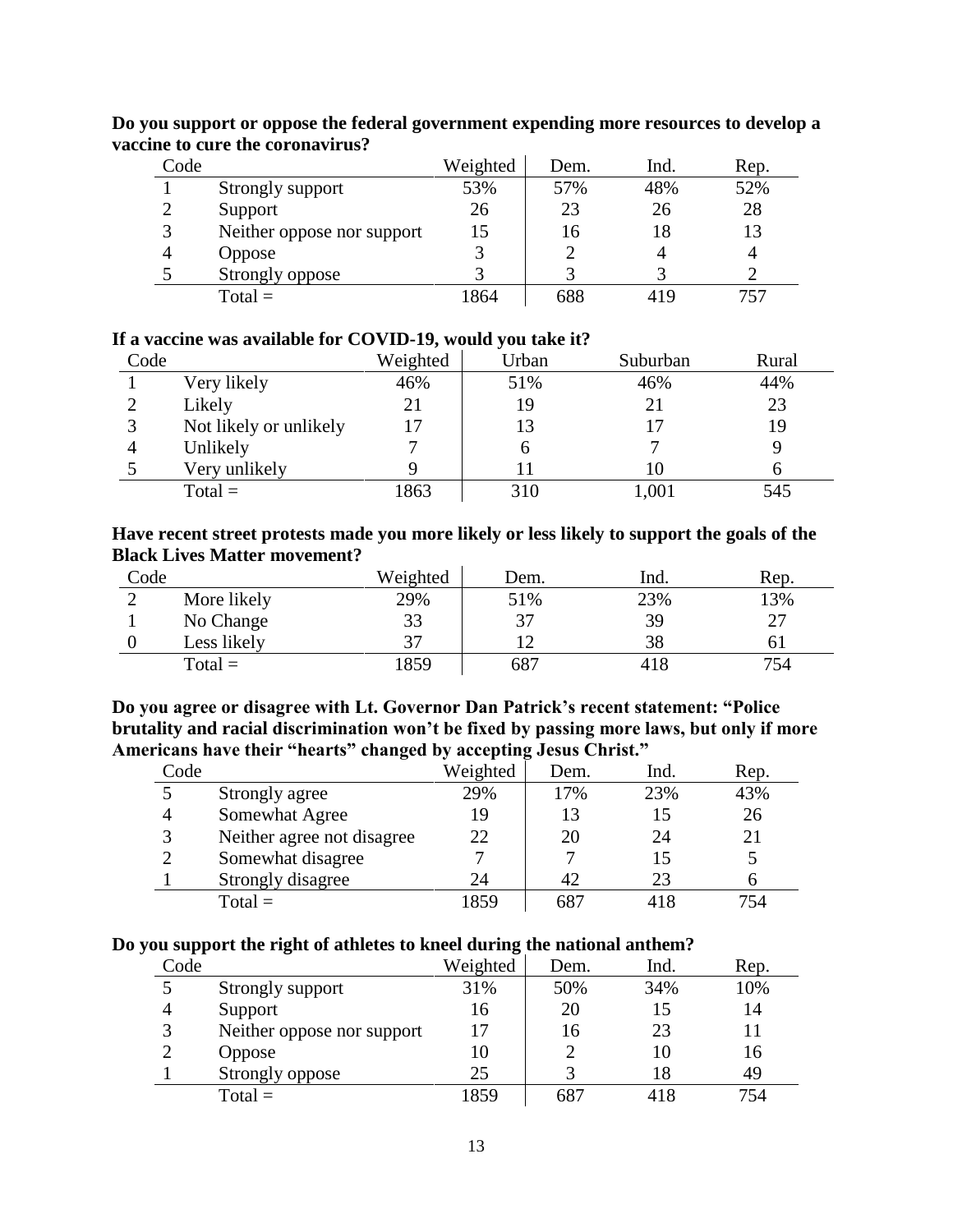**Do you support or oppose the federal government expending more resources to develop a vaccine to cure the coronavirus?**

| Code | | Weighted | Dem. | Ind. | Rep. |
|---|---|---|---|---|---|
| 1 | Strongly support | 53% | 57% | 48% | 52% |
| 2 | Support | 26 | 23 | 26 | 28 |
| 3 | Neither oppose nor support | 15 | 16 | 18 | 13 |
| 4 | Oppose | 3 | 2 | 4 | 4 |
| 5 | Strongly oppose | 3 | 3 | 3 | 2 |
| | Total = | 1864 | 688 | 419 | 757 |

**If a vaccine was available for COVID-19, would you take it?**

| Code | | Weighted | Urban | Suburban | Rural |
|---|---|---|---|---|---|
| 1 | Very likely | 46% | 51% | 46% | 44% |
| 2 | Likely | 21 | 19 | 21 | 23 |
| 3 | Not likely or unlikely | 17 | 13 | 17 | 19 |
| 4 | Unlikely | 7 | 6 | 7 | 9 |
| 5 | Very unlikely | 9 | 11 | 10 | 6 |
| | Total = | 1863 | 310 | 1,001 | 545 |

**Have recent street protests made you more likely or less likely to support the goals of the Black Lives Matter movement?**

| Code | | Weighted | Dem. | Ind. | Rep. |
|---|---|---|---|---|---|
| 2 | More likely | 29% | 51% | 23% | 13% |
| 1 | No Change | 33 | 37 | 39 | 27 |
| 0 | Less likely | 37 | 12 | 38 | 61 |
| | Total = | 1859 | 687 | 418 | 754 |

**Do you agree or disagree with Lt. Governor Dan Patrick's recent statement: "Police brutality and racial discrimination won't be fixed by passing more laws, but only if more Americans have their "hearts" changed by accepting Jesus Christ."**

| Code | | Weighted | Dem. | Ind. | Rep. |
|---|---|---|---|---|---|
| 5 | Strongly agree | 29% | 17% | 23% | 43% |
| 4 | Somewhat Agree | 19 | 13 | 15 | 26 |
| 3 | Neither agree not disagree | 22 | 20 | 24 | 21 |
| 2 | Somewhat disagree | 7 | 7 | 15 | 5 |
| 1 | Strongly disagree | 24 | 42 | 23 | 6 |
| | Total = | 1859 | 687 | 418 | 754 |

**Do you support the right of athletes to kneel during the national anthem?**

| Code | | Weighted | Dem. | Ind. | Rep. |
|---|---|---|---|---|---|
| 5 | Strongly support | 31% | 50% | 34% | 10% |
| 4 | Support | 16 | 20 | 15 | 14 |
| 3 | Neither oppose nor support | 17 | 16 | 23 | 11 |
| 2 | Oppose | 10 | 2 | 10 | 16 |
| 1 | Strongly oppose | 25 | 3 | 18 | 49 |
| | Total = | 1859 | 687 | 418 | 754 |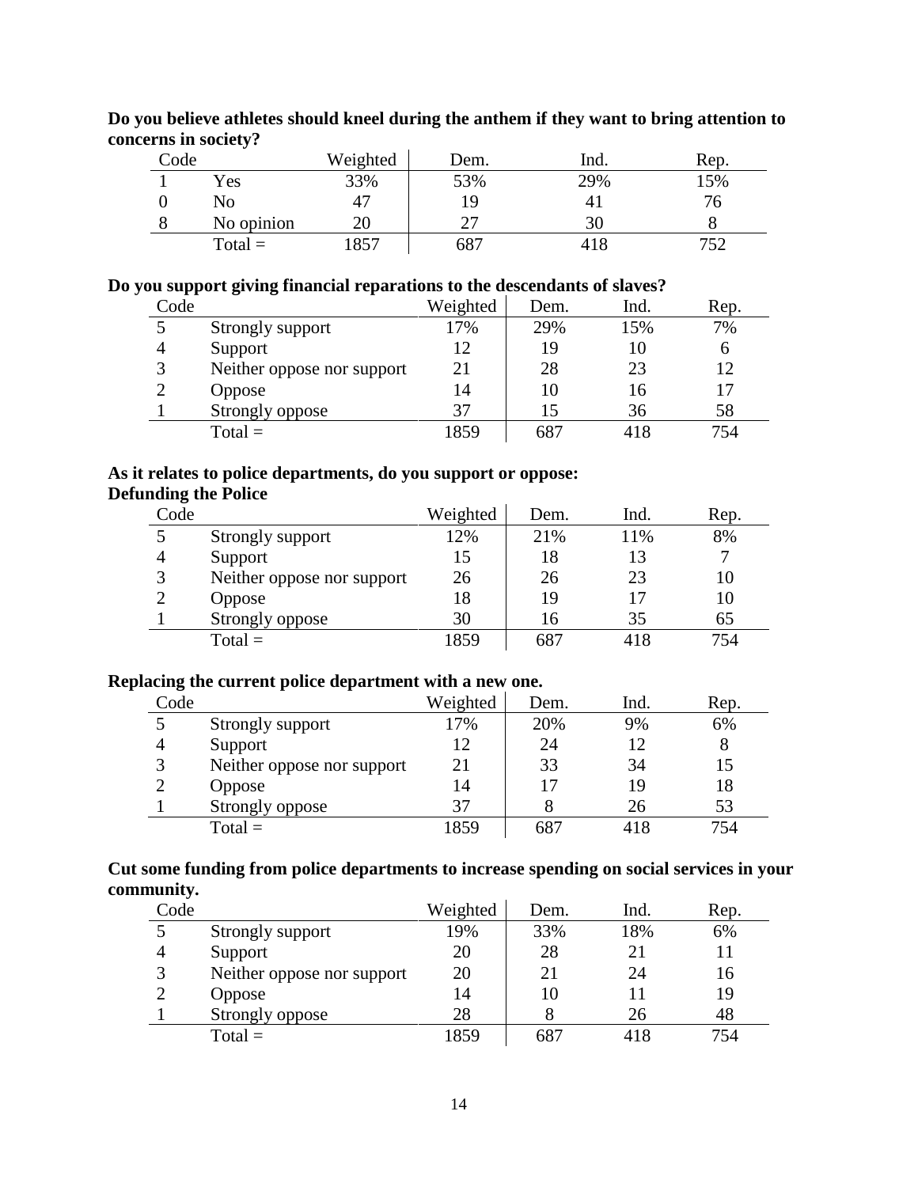**Do you believe athletes should kneel during the anthem if they want to bring attention to concerns in society?**

| Code | | Weighted | Dem. | Ind. | Rep. |
|---|---|---|---|---|---|
| 1 | Yes | 33% | 53% | 29% | 15% |
| 0 | No | 47 | 19 | 41 | 76 |
| 8 | No opinion | 20 | 27 | 30 | 8 |
| | Total = | 1857 | 687 | 418 | 752 |

**Do you support giving financial reparations to the descendants of slaves?**

| Code | | Weighted | Dem. | Ind. | Rep. |
|---|---|---|---|---|---|
| 5 | Strongly support | 17% | 29% | 15% | 7% |
| 4 | Support | 12 | 19 | 10 | 6 |
| 3 | Neither oppose nor support | 21 | 28 | 23 | 12 |
| 2 | Oppose | 14 | 10 | 16 | 17 |
| 1 | Strongly oppose | 37 | 15 | 36 | 58 |
| | Total = | 1859 | 687 | 418 | 754 |

**As it relates to police departments, do you support or oppose:**
**Defunding the Police**

| Code | | Weighted | Dem. | Ind. | Rep. |
|---|---|---|---|---|---|
| 5 | Strongly support | 12% | 21% | 11% | 8% |
| 4 | Support | 15 | 18 | 13 | 7 |
| 3 | Neither oppose nor support | 26 | 26 | 23 | 10 |
| 2 | Oppose | 18 | 19 | 17 | 10 |
| 1 | Strongly oppose | 30 | 16 | 35 | 65 |
| | Total = | 1859 | 687 | 418 | 754 |

**Replacing the current police department with a new one.**

| Code | | Weighted | Dem. | Ind. | Rep. |
|---|---|---|---|---|---|
| 5 | Strongly support | 17% | 20% | 9% | 6% |
| 4 | Support | 12 | 24 | 12 | 8 |
| 3 | Neither oppose nor support | 21 | 33 | 34 | 15 |
| 2 | Oppose | 14 | 17 | 19 | 18 |
| 1 | Strongly oppose | 37 | 8 | 26 | 53 |
| | Total = | 1859 | 687 | 418 | 754 |

**Cut some funding from police departments to increase spending on social services in your community.**

| Code | | Weighted | Dem. | Ind. | Rep. |
|---|---|---|---|---|---|
| 5 | Strongly support | 19% | 33% | 18% | 6% |
| 4 | Support | 20 | 28 | 21 | 11 |
| 3 | Neither oppose nor support | 20 | 21 | 24 | 16 |
| 2 | Oppose | 14 | 10 | 11 | 19 |
| 1 | Strongly oppose | 28 | 8 | 26 | 48 |
| | Total = | 1859 | 687 | 418 | 754 |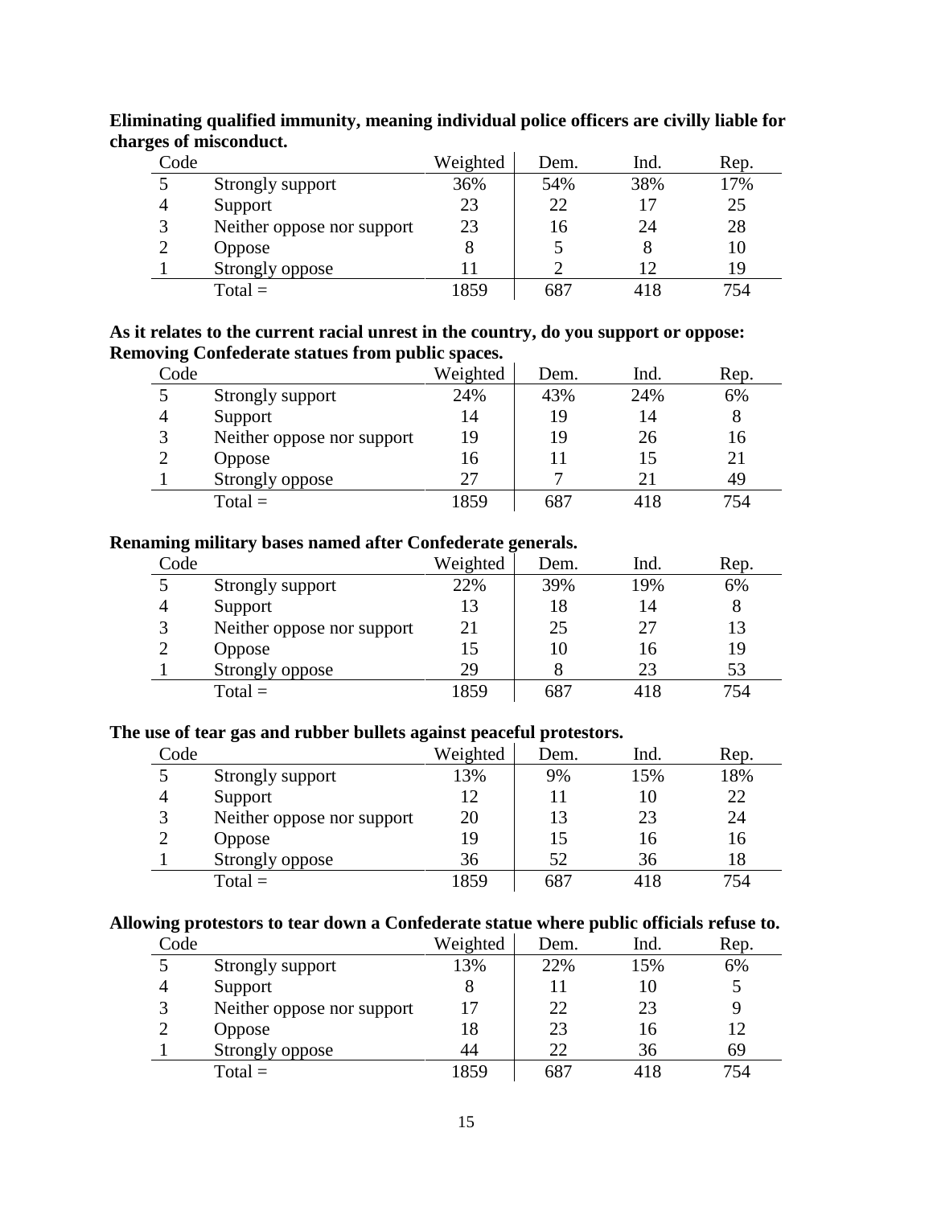**Eliminating qualified immunity, meaning individual police officers are civilly liable for charges of misconduct.**

| Code | | Weighted | Dem. | Ind. | Rep. |
|---|---|---|---|---|---|
| 5 | Strongly support | 36% | 54% | 38% | 17% |
| 4 | Support | 23 | 22 | 17 | 25 |
| 3 | Neither oppose nor support | 23 | 16 | 24 | 28 |
| 2 | Oppose | 8 | 5 | 8 | 10 |
| 1 | Strongly oppose | 11 | 2 | 12 | 19 |
| | Total = | 1859 | 687 | 418 | 754 |

**As it relates to the current racial unrest in the country, do you support or oppose: Removing Confederate statues from public spaces.**

| Code | | Weighted | Dem. | Ind. | Rep. |
|---|---|---|---|---|---|
| 5 | Strongly support | 24% | 43% | 24% | 6% |
| 4 | Support | 14 | 19 | 14 | 8 |
| 3 | Neither oppose nor support | 19 | 19 | 26 | 16 |
| 2 | Oppose | 16 | 11 | 15 | 21 |
| 1 | Strongly oppose | 27 | 7 | 21 | 49 |
| | Total = | 1859 | 687 | 418 | 754 |

**Renaming military bases named after Confederate generals.**

| Code | | Weighted | Dem. | Ind. | Rep. |
|---|---|---|---|---|---|
| 5 | Strongly support | 22% | 39% | 19% | 6% |
| 4 | Support | 13 | 18 | 14 | 8 |
| 3 | Neither oppose nor support | 21 | 25 | 27 | 13 |
| 2 | Oppose | 15 | 10 | 16 | 19 |
| 1 | Strongly oppose | 29 | 8 | 23 | 53 |
| | Total = | 1859 | 687 | 418 | 754 |

**The use of tear gas and rubber bullets against peaceful protestors.**

| Code | | Weighted | Dem. | Ind. | Rep. |
|---|---|---|---|---|---|
| 5 | Strongly support | 13% | 9% | 15% | 18% |
| 4 | Support | 12 | 11 | 10 | 22 |
| 3 | Neither oppose nor support | 20 | 13 | 23 | 24 |
| 2 | Oppose | 19 | 15 | 16 | 16 |
| 1 | Strongly oppose | 36 | 52 | 36 | 18 |
| | Total = | 1859 | 687 | 418 | 754 |

**Allowing protestors to tear down a Confederate statue where public officials refuse to.**

| Code | | Weighted | Dem. | Ind. | Rep. |
|---|---|---|---|---|---|
| 5 | Strongly support | 13% | 22% | 15% | 6% |
| 4 | Support | 8 | 11 | 10 | 5 |
| 3 | Neither oppose nor support | 17 | 22 | 23 | 9 |
| 2 | Oppose | 18 | 23 | 16 | 12 |
| 1 | Strongly oppose | 44 | 22 | 36 | 69 |
| | Total = | 1859 | 687 | 418 | 754 |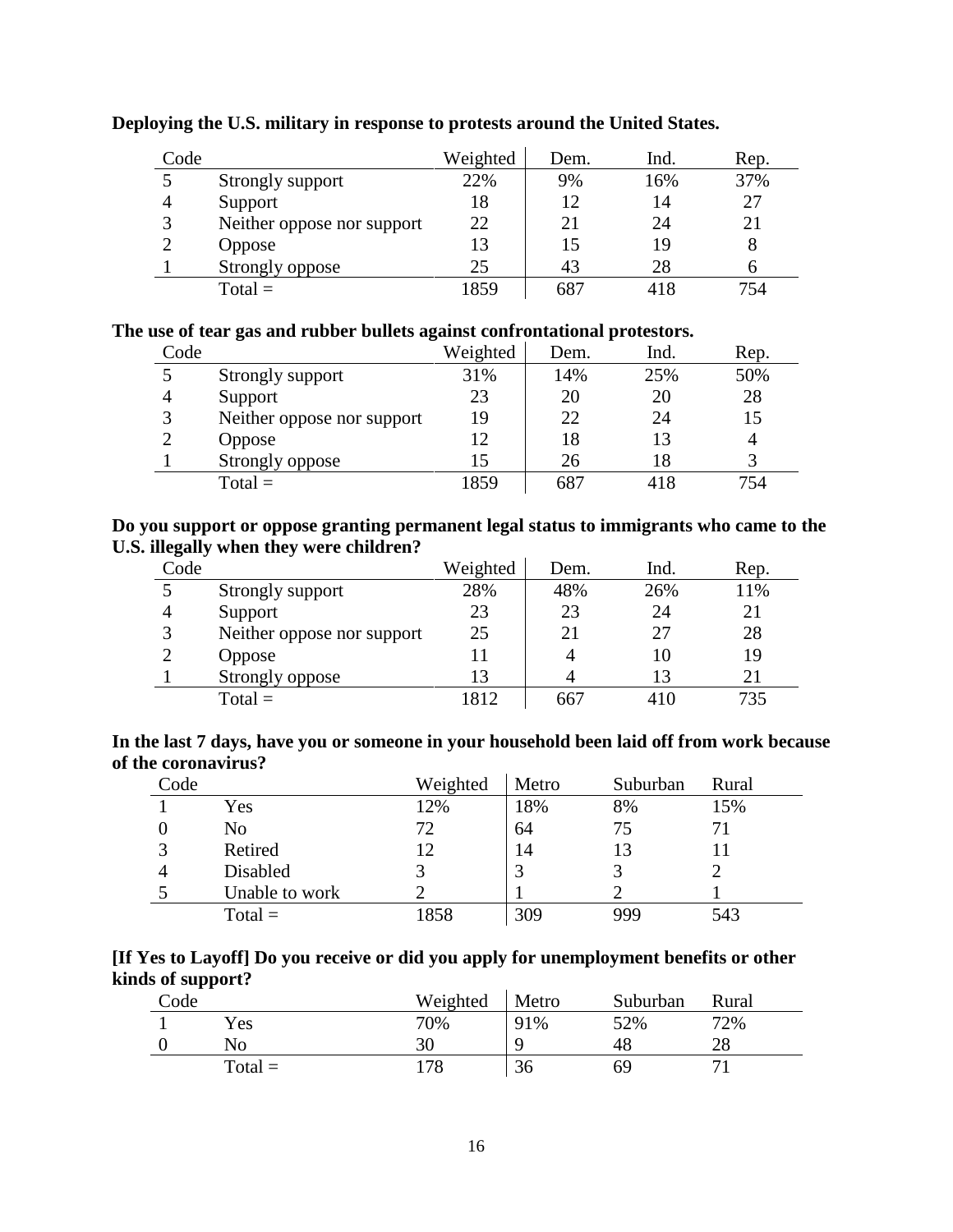**Deploying the U.S. military in response to protests around the United States.**

| Code | | Weighted | Dem. | Ind. | Rep. |
|---|---|---|---|---|---|
| 5 | Strongly support | 22% | 9% | 16% | 37% |
| 4 | Support | 18 | 12 | 14 | 27 |
| 3 | Neither oppose nor support | 22 | 21 | 24 | 21 |
| 2 | Oppose | 13 | 15 | 19 | 8 |
| 1 | Strongly oppose | 25 | 43 | 28 | 6 |
| | Total = | 1859 | 687 | 418 | 754 |

**The use of tear gas and rubber bullets against confrontational protestors.**

| Code | | Weighted | Dem. | Ind. | Rep. |
|---|---|---|---|---|---|
| 5 | Strongly support | 31% | 14% | 25% | 50% |
| 4 | Support | 23 | 20 | 20 | 28 |
| 3 | Neither oppose nor support | 19 | 22 | 24 | 15 |
| 2 | Oppose | 12 | 18 | 13 | 4 |
| 1 | Strongly oppose | 15 | 26 | 18 | 3 |
| | Total = | 1859 | 687 | 418 | 754 |

**Do you support or oppose granting permanent legal status to immigrants who came to the U.S. illegally when they were children?**

| Code | | Weighted | Dem. | Ind. | Rep. |
|---|---|---|---|---|---|
| 5 | Strongly support | 28% | 48% | 26% | 11% |
| 4 | Support | 23 | 23 | 24 | 21 |
| 3 | Neither oppose nor support | 25 | 21 | 27 | 28 |
| 2 | Oppose | 11 | 4 | 10 | 19 |
| 1 | Strongly oppose | 13 | 4 | 13 | 21 |
| | Total = | 1812 | 667 | 410 | 735 |

**In the last 7 days, have you or someone in your household been laid off from work because of the coronavirus?**

| Code | | Weighted | Metro | Suburban | Rural |
|---|---|---|---|---|---|
| 1 | Yes | 12% | 18% | 8% | 15% |
| 0 | No | 72 | 64 | 75 | 71 |
| 3 | Retired | 12 | 14 | 13 | 11 |
| 4 | Disabled | 3 | 3 | 3 | 2 |
| 5 | Unable to work | 2 | 1 | 2 | 1 |
| | Total = | 1858 | 309 | 999 | 543 |

**[If Yes to Layoff] Do you receive or did you apply for unemployment benefits or other kinds of support?**

| Code | | Weighted | Metro | Suburban | Rural |
|---|---|---|---|---|---|
| 1 | Yes | 70% | 91% | 52% | 72% |
| 0 | No | 30 | 9 | 48 | 28 |
| | Total = | 178 | 36 | 69 | 71 |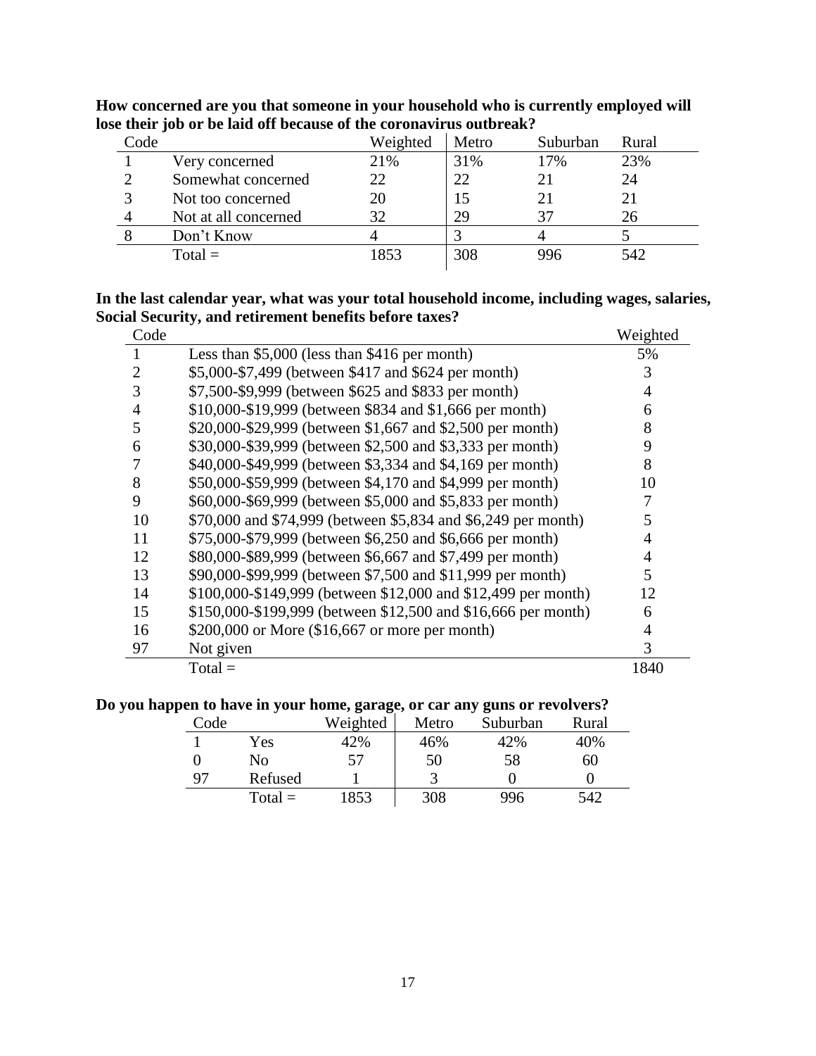**How concerned are you that someone in your household who is currently employed will lose their job or be laid off because of the coronavirus outbreak?**

| Code | | Weighted | Metro | Suburban | Rural |
|---|---|---|---|---|---|
| 1 | Very concerned | 21% | 31% | 17% | 23% |
| 2 | Somewhat concerned | 22 | 22 | 21 | 24 |
| 3 | Not too concerned | 20 | 15 | 21 | 21 |
| 4 | Not at all concerned | 32 | 29 | 37 | 26 |
| 8 | Don't Know | 4 | 3 | 4 | 5 |
| | Total = | 1853 | 308 | 996 | 542 |

**In the last calendar year, what was your total household income, including wages, salaries, Social Security, and retirement benefits before taxes?**

| Code | | Weighted |
|---|---|---|
| 1 | Less than $5,000 (less than $416 per month) | 5% |
| 2 | $5,000-$7,499 (between $417 and $624 per month) | 3 |
| 3 | $7,500-$9,999 (between $625 and $833 per month) | 4 |
| 4 | $10,000-$19,999 (between $834 and $1,666 per month) | 6 |
| 5 | $20,000-$29,999 (between $1,667 and $2,500 per month) | 8 |
| 6 | $30,000-$39,999 (between $2,500 and $3,333 per month) | 9 |
| 7 | $40,000-$49,999 (between $3,334 and $4,169 per month) | 8 |
| 8 | $50,000-$59,999 (between $4,170 and $4,999 per month) | 10 |
| 9 | $60,000-$69,999 (between $5,000 and $5,833 per month) | 7 |
| 10 | $70,000 and $74,999 (between $5,834 and $6,249 per month) | 5 |
| 11 | $75,000-$79,999 (between $6,250 and $6,666 per month) | 4 |
| 12 | $80,000-$89,999 (between $6,667 and $7,499 per month) | 4 |
| 13 | $90,000-$99,999 (between $7,500 and $11,999 per month) | 5 |
| 14 | $100,000-$149,999 (between $12,000 and $12,499 per month) | 12 |
| 15 | $150,000-$199,999 (between $12,500 and $16,666 per month) | 6 |
| 16 | $200,000 or More ($16,667 or more per month) | 4 |
| 97 | Not given | 3 |
| | Total = | 1840 |

**Do you happen to have in your home, garage, or car any guns or revolvers?**

| Code | | Weighted | Metro | Suburban | Rural |
|---|---|---|---|---|---|
| 1 | Yes | 42% | 46% | 42% | 40% |
| 0 | No | 57 | 50 | 58 | 60 |
| 97 | Refused | 1 | 3 | 0 | 0 |
| | Total = | 1853 | 308 | 996 | 542 |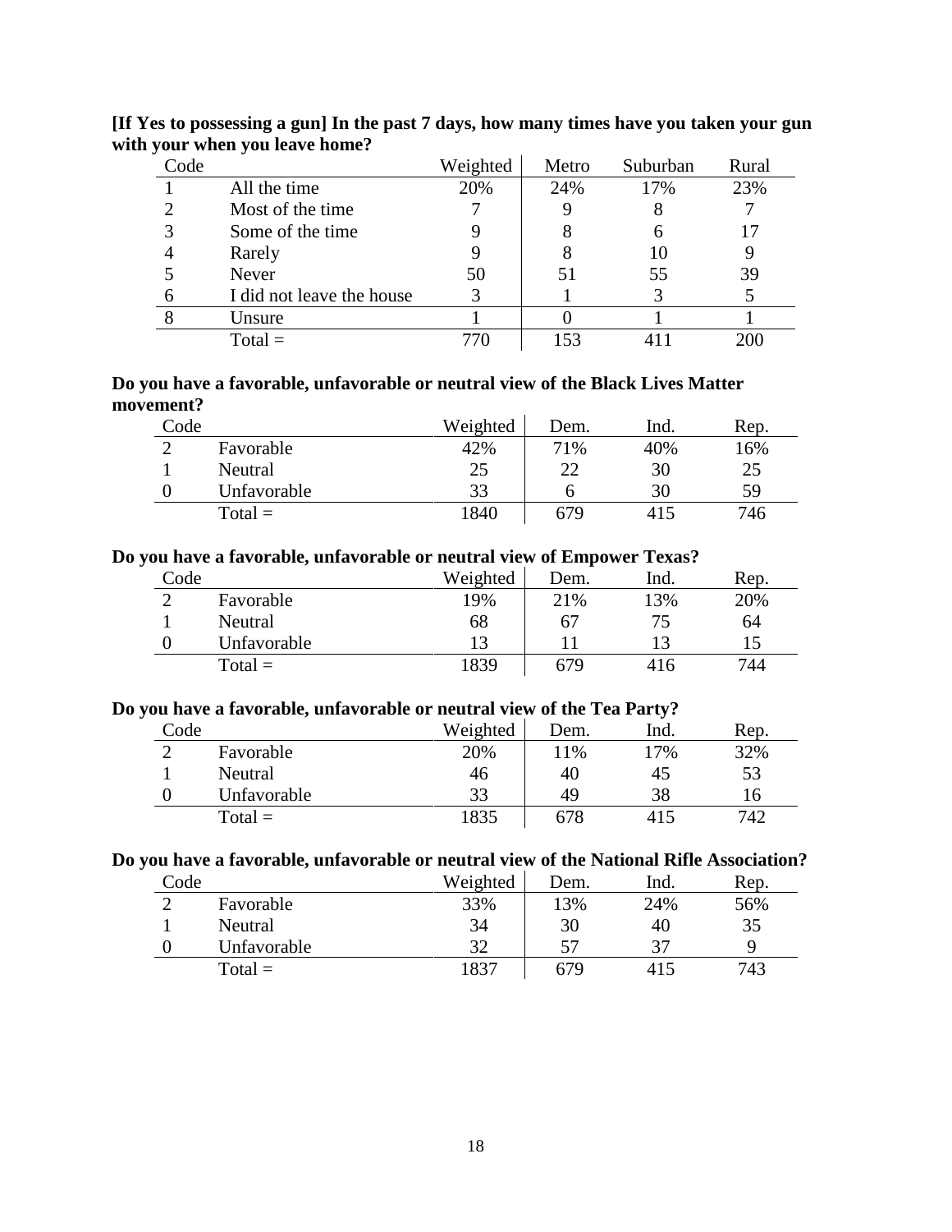**[If Yes to possessing a gun] In the past 7 days, how many times have you taken your gun with your when you leave home?**

| Code | | Weighted | Metro | Suburban | Rural |
|---|---|---|---|---|---|
| 1 | All the time | 20% | 24% | 17% | 23% |
| 2 | Most of the time | 7 | 9 | 8 | 7 |
| 3 | Some of the time | 9 | 8 | 6 | 17 |
| 4 | Rarely | 9 | 8 | 10 | 9 |
| 5 | Never | 50 | 51 | 55 | 39 |
| 6 | I did not leave the house | 3 | 1 | 3 | 5 |
| 8 | Unsure | 1 | 0 | 1 | 1 |
| | Total = | 770 | 153 | 411 | 200 |

**Do you have a favorable, unfavorable or neutral view of the Black Lives Matter movement?**

| Code | | Weighted | Dem. | Ind. | Rep. |
|---|---|---|---|---|---|
| 2 | Favorable | 42% | 71% | 40% | 16% |
| 1 | Neutral | 25 | 22 | 30 | 25 |
| 0 | Unfavorable | 33 | 6 | 30 | 59 |
| | Total = | 1840 | 679 | 415 | 746 |

**Do you have a favorable, unfavorable or neutral view of Empower Texas?**

| Code | | Weighted | Dem. | Ind. | Rep. |
|---|---|---|---|---|---|
| 2 | Favorable | 19% | 21% | 13% | 20% |
| 1 | Neutral | 68 | 67 | 75 | 64 |
| 0 | Unfavorable | 13 | 11 | 13 | 15 |
| | Total = | 1839 | 679 | 416 | 744 |

**Do you have a favorable, unfavorable or neutral view of the Tea Party?**

| Code | | Weighted | Dem. | Ind. | Rep. |
|---|---|---|---|---|---|
| 2 | Favorable | 20% | 11% | 17% | 32% |
| 1 | Neutral | 46 | 40 | 45 | 53 |
| 0 | Unfavorable | 33 | 49 | 38 | 16 |
| | Total = | 1835 | 678 | 415 | 742 |

**Do you have a favorable, unfavorable or neutral view of the National Rifle Association?**

| Code | | Weighted | Dem. | Ind. | Rep. |
|---|---|---|---|---|---|
| 2 | Favorable | 33% | 13% | 24% | 56% |
| 1 | Neutral | 34 | 30 | 40 | 35 |
| 0 | Unfavorable | 32 | 57 | 37 | 9 |
| | Total = | 1837 | 679 | 415 | 743 |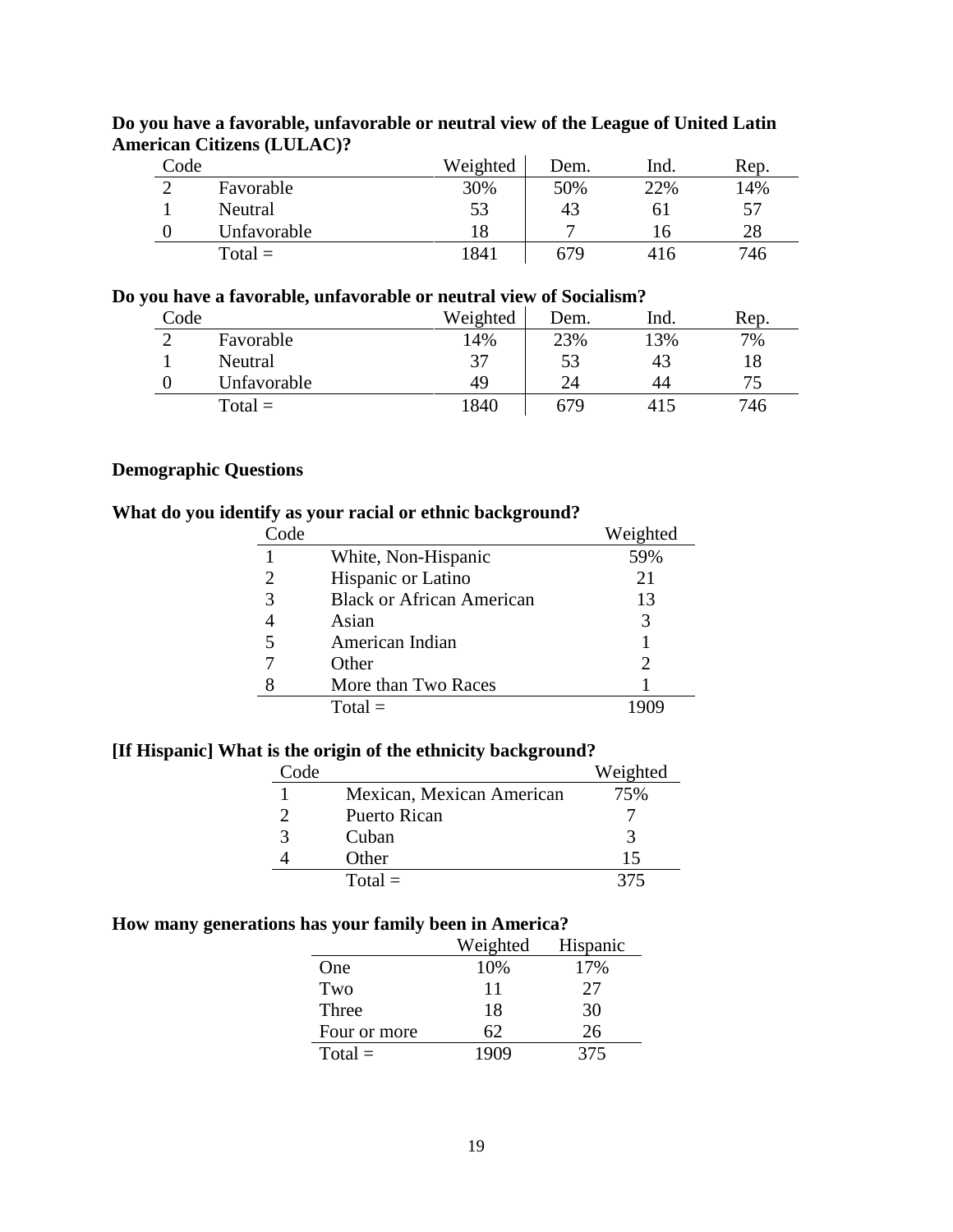**Do you have a favorable, unfavorable or neutral view of the League of United Latin American Citizens (LULAC)?**

| Code | | Weighted | Dem. | Ind. | Rep. |
|---|---|---|---|---|---|
| 2 | Favorable | 30% | 50% | 22% | 14% |
| 1 | Neutral | 53 | 43 | 61 | 57 |
| 0 | Unfavorable | 18 | 7 | 16 | 28 |
| | Total = | 1841 | 679 | 416 | 746 |

**Do you have a favorable, unfavorable or neutral view of Socialism?**

| Code | | Weighted | Dem. | Ind. | Rep. |
|---|---|---|---|---|---|
| 2 | Favorable | 14% | 23% | 13% | 7% |
| 1 | Neutral | 37 | 53 | 43 | 18 |
| 0 | Unfavorable | 49 | 24 | 44 | 75 |
| | Total = | 1840 | 679 | 415 | 746 |

**Demographic Questions**

**What do you identify as your racial or ethnic background?**

| Code | | Weighted |
|---|---|---|
| 1 | White, Non-Hispanic | 59% |
| 2 | Hispanic or Latino | 21 |
| 3 | Black or African American | 13 |
| 4 | Asian | 3 |
| 5 | American Indian | 1 |
| 7 | Other | 2 |
| 8 | More than Two Races | 1 |
| | Total = | 1909 |

**[If Hispanic] What is the origin of the ethnicity background?**

| Code | | Weighted |
|---|---|---|
| 1 | Mexican, Mexican American | 75% |
| 2 | Puerto Rican | 7 |
| 3 | Cuban | 3 |
| 4 | Other | 15 |
| | Total = | 375 |

**How many generations has your family been in America?**

| | Weighted | Hispanic |
|---|---|---|
| One | 10% | 17% |
| Two | 11 | 27 |
| Three | 18 | 30 |
| Four or more | 62 | 26 |
| Total = | 1909 | 375 |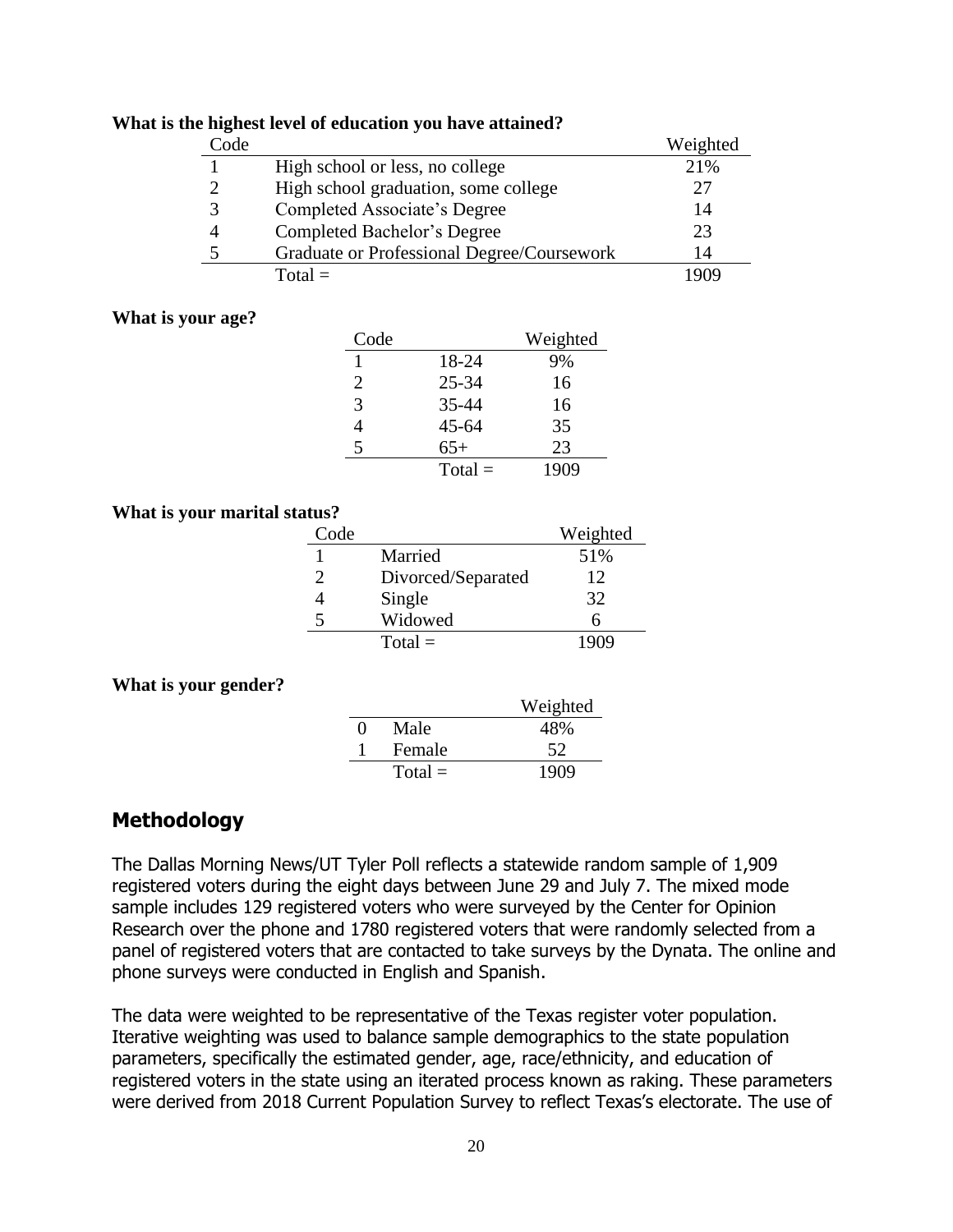**What is the highest level of education you have attained?**

| Code | | Weighted |
|---|---|---|
| 1 | High school or less, no college | 21% |
| 2 | High school graduation, some college | 27 |
| 3 | Completed Associate's Degree | 14 |
| 4 | Completed Bachelor's Degree | 23 |
| 5 | Graduate or Professional Degree/Coursework | 14 |
| | Total = | 1909 |

**What is your age?**

| Code | | Weighted |
|---|---|---|
| 1 | 18-24 | 9% |
| 2 | 25-34 | 16 |
| 3 | 35-44 | 16 |
| 4 | 45-64 | 35 |
| 5 | 65+ | 23 |
| | Total = | 1909 |

**What is your marital status?**

| Code | | Weighted |
|---|---|---|
| 1 | Married | 51% |
| 2 | Divorced/Separated | 12 |
| 4 | Single | 32 |
| 5 | Widowed | 6 |
| | Total = | 1909 |

**What is your gender?**

| | | Weighted |
|---|---|---|
| 0 | Male | 48% |
| 1 | Female | 52 |
| | Total = | 1909 |

## Methodology

The Dallas Morning News/UT Tyler Poll reflects a statewide random sample of 1,909 registered voters during the eight days between June 29 and July 7. The mixed mode sample includes 129 registered voters who were surveyed by the Center for Opinion Research over the phone and 1780 registered voters that were randomly selected from a panel of registered voters that are contacted to take surveys by the Dynata. The online and phone surveys were conducted in English and Spanish.

The data were weighted to be representative of the Texas register voter population. Iterative weighting was used to balance sample demographics to the state population parameters, specifically the estimated gender, age, race/ethnicity, and education of registered voters in the state using an iterated process known as raking. These parameters were derived from 2018 Current Population Survey to reflect Texas's electorate. The use of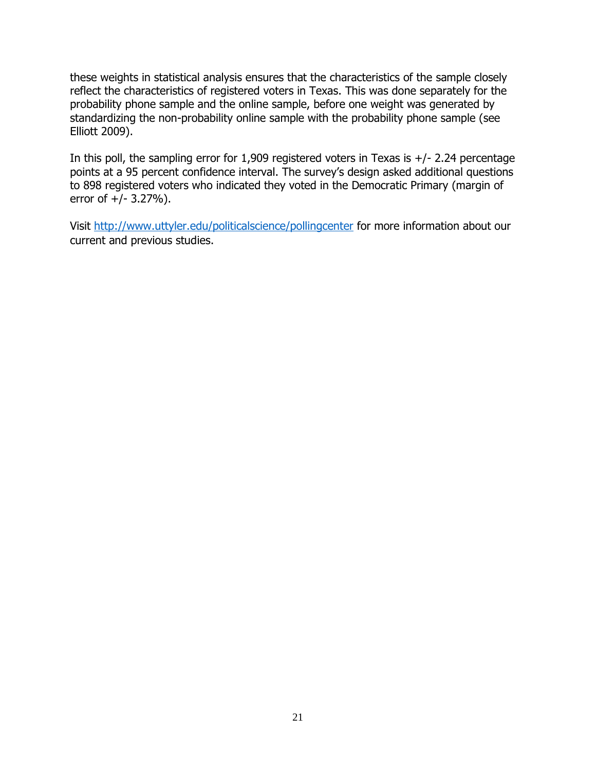these weights in statistical analysis ensures that the characteristics of the sample closely reflect the characteristics of registered voters in Texas. This was done separately for the probability phone sample and the online sample, before one weight was generated by standardizing the non-probability online sample with the probability phone sample (see Elliott 2009).

In this poll, the sampling error for 1,909 registered voters in Texas is +/- 2.24 percentage points at a 95 percent confidence interval. The survey's design asked additional questions to 898 registered voters who indicated they voted in the Democratic Primary (margin of error of +/- 3.27%).

Visit [http://www.uttyler.edu/politicalscience/pollingcenter](http://www.uttyler.edu/politicalscience/pollingcenter) for more information about our current and previous studies.